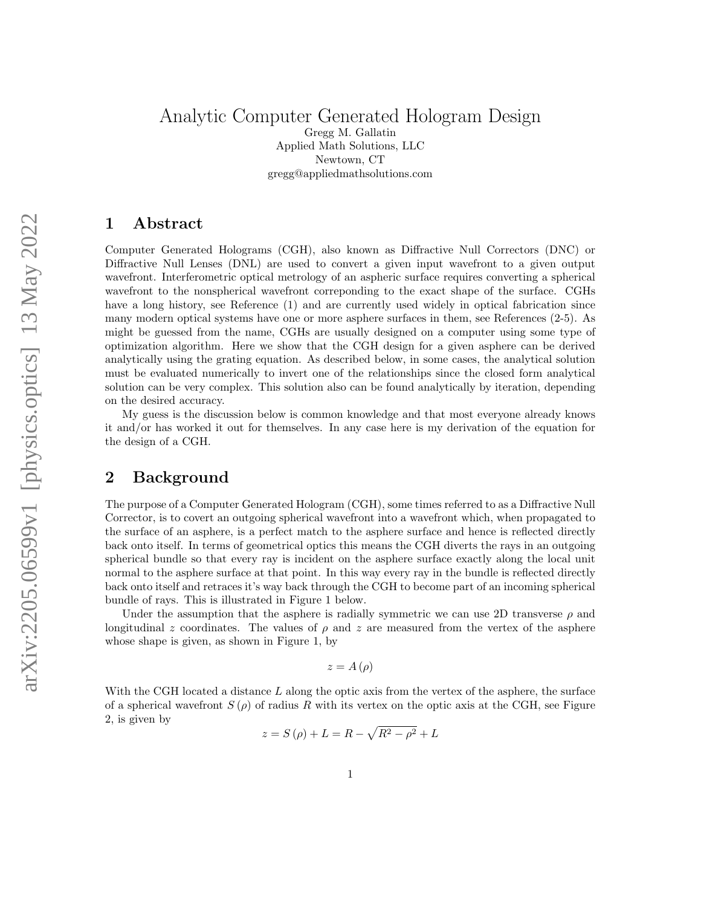# Analytic Computer Generated Hologram Design

Gregg M. Gallatin
Applied Math Solutions, LLC
Newtown, CT
gregg@appliedmathsolutions.com

## 1 Abstract

Computer Generated Holograms (CGH), also known as Diffractive Null Correctors (DNC) or Diffractive Null Lenses (DNL) are used to convert a given input wavefront to a given output wavefront. Interferometric optical metrology of an aspheric surface requires converting a spherical wavefront to the nonspherical wavefront correponding to the exact shape of the surface. CGHs have a long history, see Reference (1) and are currently used widely in optical fabrication since many modern optical systems have one or more asphere surfaces in them, see References (2-5). As might be guessed from the name, CGHs are usually designed on a computer using some type of optimization algorithm. Here we show that the CGH design for a given asphere can be derived analytically using the grating equation. As described below, in some cases, the analytical solution must be evaluated numerically to invert one of the relationships since the closed form analytical solution can be very complex. This solution also can be found analytically by iteration, depending on the desired accuracy.

My guess is the discussion below is common knowledge and that most everyone already knows it and/or has worked it out for themselves. In any case here is my derivation of the equation for the design of a CGH.

## 2 Background

The purpose of a Computer Generated Hologram (CGH), some times referred to as a Diffractive Null Corrector, is to covert an outgoing spherical wavefront into a wavefront which, when propagated to the surface of an asphere, is a perfect match to the asphere surface and hence is reflected directly back onto itself. In terms of geometrical optics this means the CGH diverts the rays in an outgoing spherical bundle so that every ray is incident on the asphere surface exactly along the local unit normal to the asphere surface at that point. In this way every ray in the bundle is reflected directly back onto itself and retraces it's way back through the CGH to become part of an incoming spherical bundle of rays. This is illustrated in Figure 1 below.

Under the assumption that the asphere is radially symmetric we can use 2D transverse $\rho$ and longitudinal $z$ coordinates. The values of $\rho$ and $z$ are measured from the vertex of the asphere whose shape is given, as shown in Figure 1, by

$$z = A(\rho)$$

With the CGH located a distance $L$ along the optic axis from the vertex of the asphere, the surface of a spherical wavefront $S(\rho)$ of radius $R$ with its vertex on the optic axis at the CGH, see Figure 2, is given by

$$z = S(\rho) + L = R - \sqrt{R^2 - \rho^2} + L$$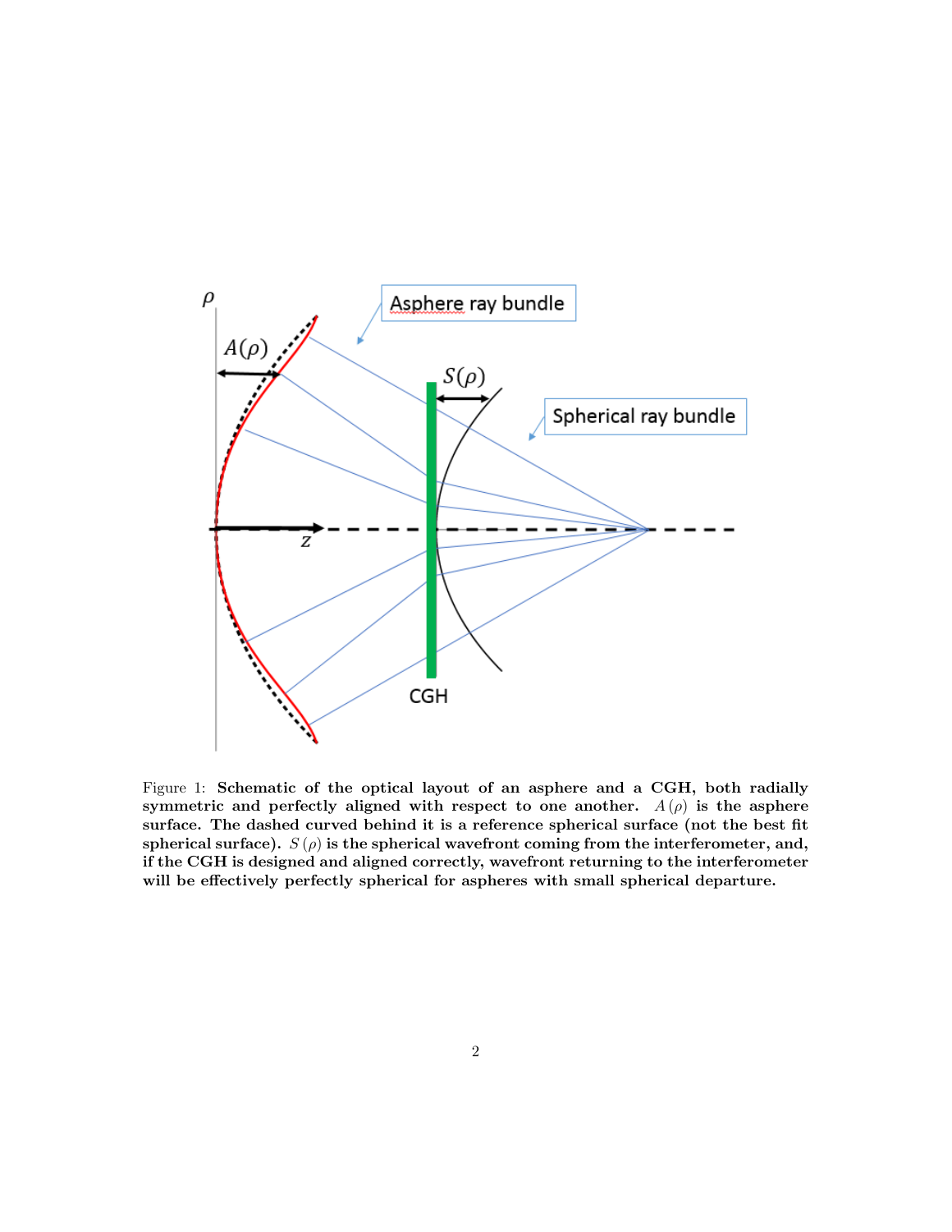Figure 1: **Schematic of the optical layout of an asphere and a CGH, both radially symmetric and perfectly aligned with respect to one another. $A(\rho)$ is the asphere surface. The dashed curved behind it is a reference spherical surface (not the best fit spherical surface). $S(\rho)$ is the spherical wavefront coming from the interferometer, and, if the CGH is designed and aligned correctly, wavefront returning to the interferometer will be effectively perfectly spherical for aspheres with small spherical departure.**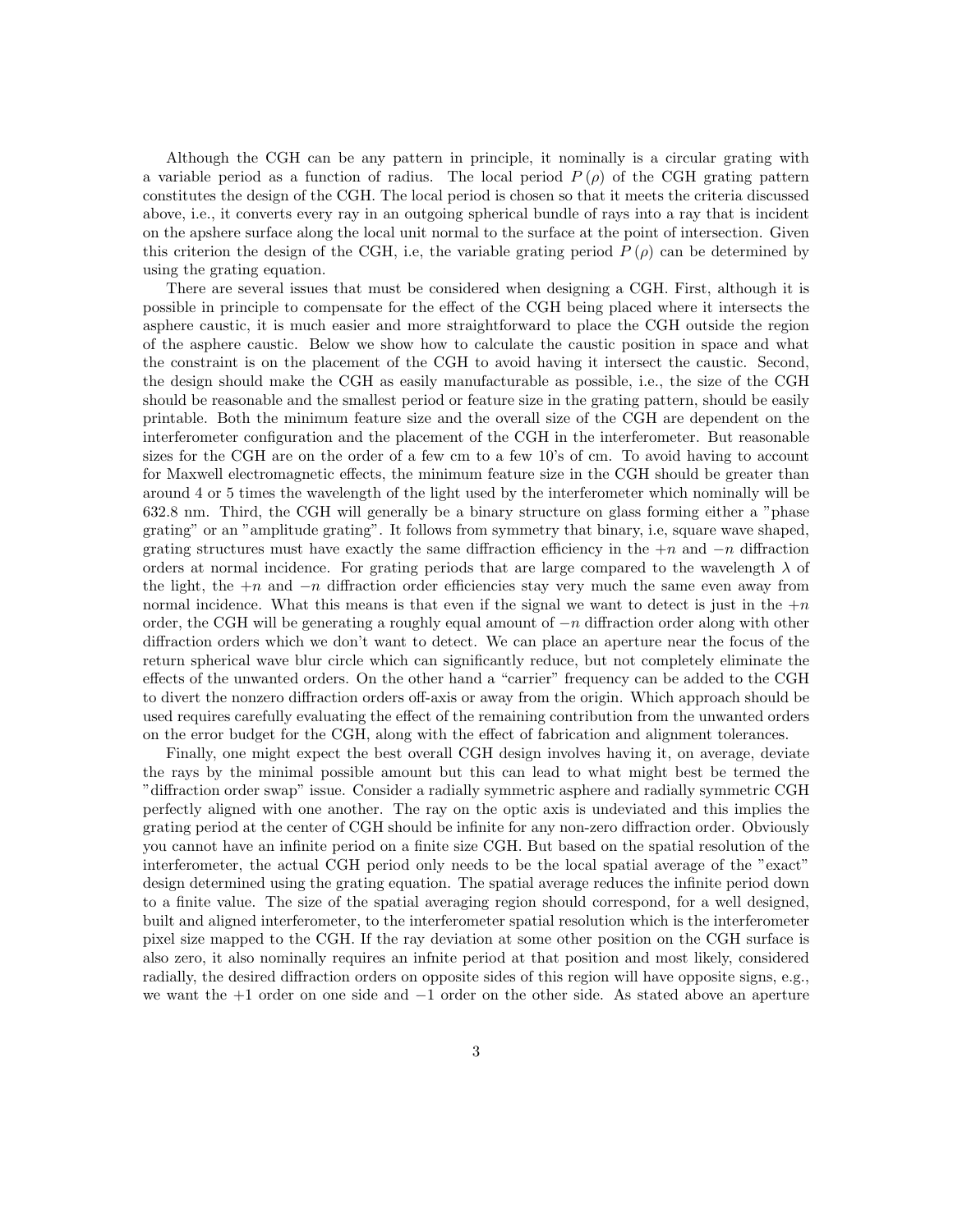Although the CGH can be any pattern in principle, it nominally is a circular grating with a variable period as a function of radius. The local period $P(\rho)$ of the CGH grating pattern constitutes the design of the CGH. The local period is chosen so that it meets the criteria discussed above, i.e., it converts every ray in an outgoing spherical bundle of rays into a ray that is incident on the apshere surface along the local unit normal to the surface at the point of intersection. Given this criterion the design of the CGH, i.e, the variable grating period $P(\rho)$ can be determined by using the grating equation.

There are several issues that must be considered when designing a CGH. First, although it is possible in principle to compensate for the effect of the CGH being placed where it intersects the asphere caustic, it is much easier and more straightforward to place the CGH outside the region of the asphere caustic. Below we show how to calculate the caustic position in space and what the constraint is on the placement of the CGH to avoid having it intersect the caustic. Second, the design should make the CGH as easily manufacturable as possible, i.e., the size of the CGH should be reasonable and the smallest period or feature size in the grating pattern, should be easily printable. Both the minimum feature size and the overall size of the CGH are dependent on the interferometer configuration and the placement of the CGH in the interferometer. But reasonable sizes for the CGH are on the order of a few cm to a few 10's of cm. To avoid having to account for Maxwell electromagnetic effects, the minimum feature size in the CGH should be greater than around 4 or 5 times the wavelength of the light used by the interferometer which nominally will be 632.8 nm. Third, the CGH will generally be a binary structure on glass forming either a "phase grating" or an "amplitude grating". It follows from symmetry that binary, i.e, square wave shaped, grating structures must have exactly the same diffraction efficiency in the $+n$ and $-n$ diffraction orders at normal incidence. For grating periods that are large compared to the wavelength $\lambda$ of the light, the $+n$ and $-n$ diffraction order efficiencies stay very much the same even away from normal incidence. What this means is that even if the signal we want to detect is just in the $+n$ order, the CGH will be generating a roughly equal amount of $-n$ diffraction order along with other diffraction orders which we don't want to detect. We can place an aperture near the focus of the return spherical wave blur circle which can significantly reduce, but not completely eliminate the effects of the unwanted orders. On the other hand a "carrier" frequency can be added to the CGH to divert the nonzero diffraction orders off-axis or away from the origin. Which approach should be used requires carefully evaluating the effect of the remaining contribution from the unwanted orders on the error budget for the CGH, along with the effect of fabrication and alignment tolerances.

Finally, one might expect the best overall CGH design involves having it, on average, deviate the rays by the minimal possible amount but this can lead to what might best be termed the "diffraction order swap" issue. Consider a radially symmetric asphere and radially symmetric CGH perfectly aligned with one another. The ray on the optic axis is undeviated and this implies the grating period at the center of CGH should be infinite for any non-zero diffraction order. Obviously you cannot have an infinite period on a finite size CGH. But based on the spatial resolution of the interferometer, the actual CGH period only needs to be the local spatial average of the "exact" design determined using the grating equation. The spatial average reduces the infinite period down to a finite value. The size of the spatial averaging region should correspond, for a well designed, built and aligned interferometer, to the interferometer spatial resolution which is the interferometer pixel size mapped to the CGH. If the ray deviation at some other position on the CGH surface is also zero, it also nominally requires an infnite period at that position and most likely, considered radially, the desired diffraction orders on opposite sides of this region will have opposite signs, e.g., we want the $+1$ order on one side and $-1$ order on the other side. As stated above an aperture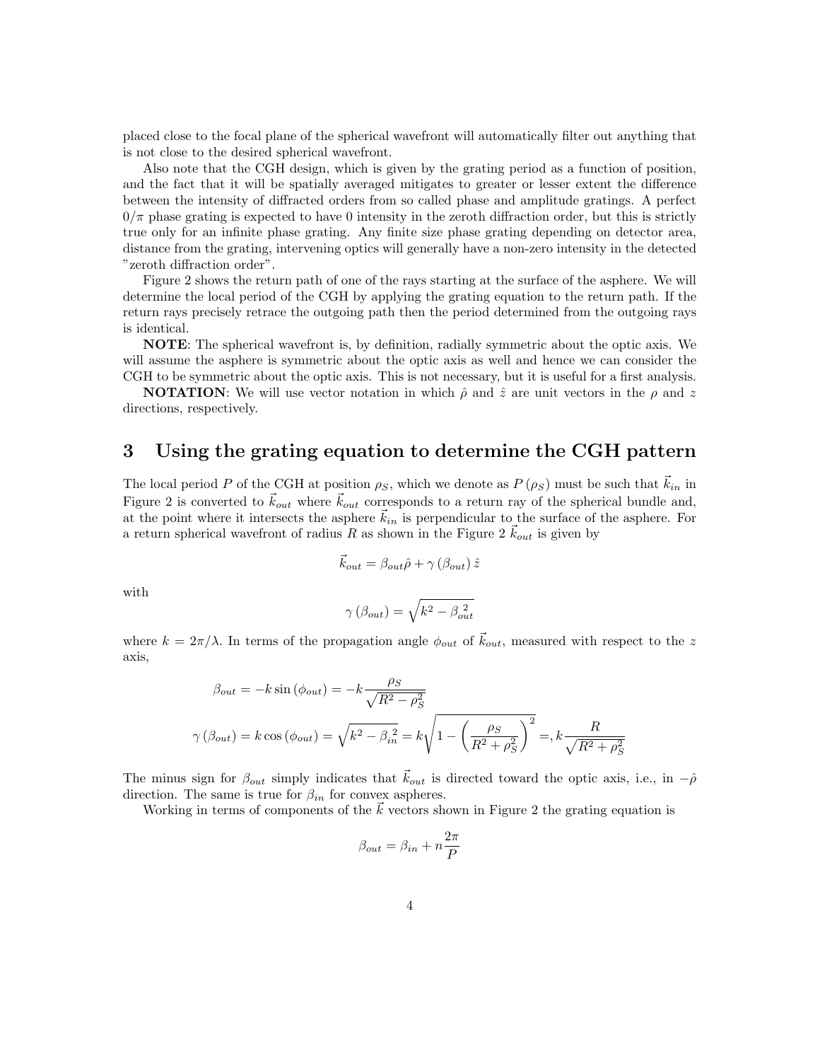placed close to the focal plane of the spherical wavefront will automatically filter out anything that is not close to the desired spherical wavefront.

Also note that the CGH design, which is given by the grating period as a function of position, and the fact that it will be spatially averaged mitigates to greater or lesser extent the difference between the intensity of diffracted orders from so called phase and amplitude gratings. A perfect $0/\pi$ phase grating is expected to have 0 intensity in the zeroth diffraction order, but this is strictly true only for an infinite phase grating. Any finite size phase grating depending on detector area, distance from the grating, intervening optics will generally have a non-zero intensity in the detected "zeroth diffraction order".

Figure 2 shows the return path of one of the rays starting at the surface of the asphere. We will determine the local period of the CGH by applying the grating equation to the return path. If the return rays precisely retrace the outgoing path then the period determined from the outgoing rays is identical.

**NOTE**: The spherical wavefront is, by definition, radially symmetric about the optic axis. We will assume the asphere is symmetric about the optic axis as well and hence we can consider the CGH to be symmetric about the optic axis. This is not necessary, but it is useful for a first analysis.

**NOTATION**: We will use vector notation in which $\hat{\rho}$ and $\hat{z}$ are unit vectors in the $\rho$ and $z$ directions, respectively.

## 3 Using the grating equation to determine the CGH pattern

The local period $P$ of the CGH at position $\rho_S$, which we denote as $P(\rho_S)$ must be such that $\vec{k}_{in}$ in Figure 2 is converted to $\vec{k}_{out}$ where $\vec{k}_{out}$ corresponds to a return ray of the spherical bundle and, at the point where it intersects the asphere $\vec{k}_{in}$ is perpendicular to the surface of the asphere. For a return spherical wavefront of radius $R$ as shown in the Figure 2 $\vec{k}_{out}$ is given by

$$\vec{k}_{out} = \beta_{out}\hat{\rho} + \gamma(\beta_{out})\hat{z}$$

with

$$\gamma(\beta_{out}) = \sqrt{k^2 - \beta_{out}^2}$$

where $k = 2\pi/\lambda$. In terms of the propagation angle $\phi_{out}$ of $\vec{k}_{out}$, measured with respect to the $z$ axis,

$$\beta_{out} = -k\sin(\phi_{out}) = -k\frac{\rho_S}{\sqrt{R^2 - \rho_S^2}}$$

$$\gamma(\beta_{out}) = k\cos(\phi_{out}) = \sqrt{k^2 - \beta_{in}^2} = k\sqrt{1 - \left(\frac{\rho_S}{R^2 + \rho_S^2}\right)^2} =, k\frac{R}{\sqrt{R^2 + \rho_S^2}}$$

The minus sign for $\beta_{out}$ simply indicates that $\vec{k}_{out}$ is directed toward the optic axis, i.e., in $-\hat{\rho}$ direction. The same is true for $\beta_{in}$ for convex aspheres.

Working in terms of components of the $\vec{k}$ vectors shown in Figure 2 the grating equation is

$$\beta_{out} = \beta_{in} + n\frac{2\pi}{P}$$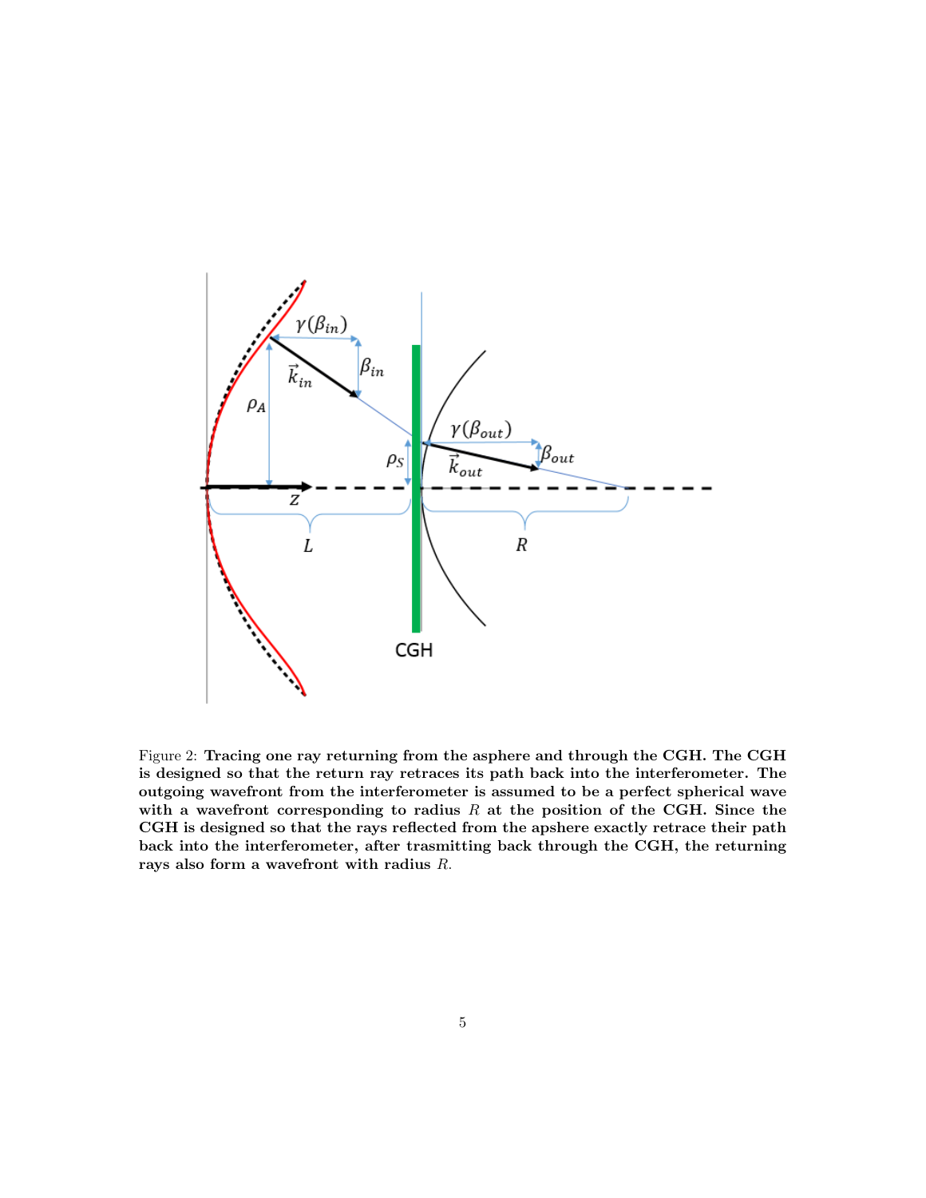Figure 2: **Tracing one ray returning from the asphere and through the CGH. The CGH is designed so that the return ray retraces its path back into the interferometer. The outgoing wavefront from the interferometer is assumed to be a perfect spherical wave with a wavefront corresponding to radius $R$ at the position of the CGH. Since the CGH is designed so that the rays reflected from the apshere exactly retrace their path back into the interferometer, after trasmitting back through the CGH, the returning rays also form a wavefront with radius $R$.**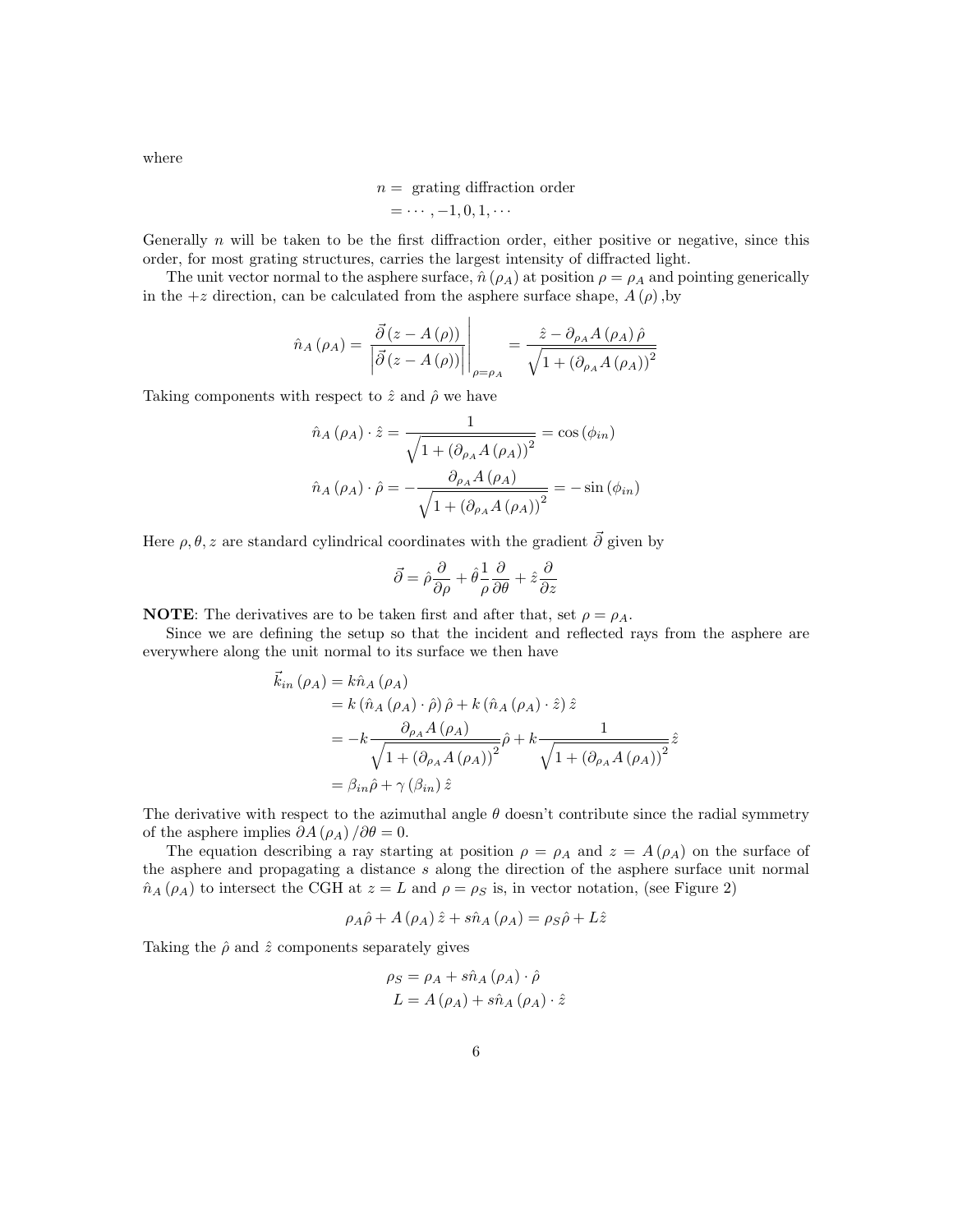where

$$
\begin{aligned}
n &= \text{ grating diffraction order} \\
&= \cdots, -1, 0, 1, \cdots
\end{aligned}
$$

Generally $n$ will be taken to be the first diffraction order, either positive or negative, since this order, for most grating structures, carries the largest intensity of diffracted light.

The unit vector normal to the asphere surface, $\hat{n}(\rho_A)$ at position $\rho = \rho_A$ and pointing generically in the $+z$ direction, can be calculated from the asphere surface shape, $A(\rho)$ ,by

$$
\hat{n}_A(\rho_A) = \left. \frac{\vec{\partial}(z - A(\rho))}{\left|\vec{\partial}(z - A(\rho))\right|} \right|_{\rho=\rho_A} = \frac{\hat{z} - \partial_{\rho_A} A(\rho_A)\hat{\rho}}{\sqrt{1 + (\partial_{\rho_A} A(\rho_A))^2}}
$$

Taking components with respect to $\hat{z}$ and $\hat{\rho}$ we have

$$
\begin{aligned}
\hat{n}_A(\rho_A) \cdot \hat{z} &= \frac{1}{\sqrt{1 + (\partial_{\rho_A} A(\rho_A))^2}} = \cos(\phi_{in}) \\
\hat{n}_A(\rho_A) \cdot \hat{\rho} &= -\frac{\partial_{\rho_A} A(\rho_A)}{\sqrt{1 + (\partial_{\rho_A} A(\rho_A))^2}} = -\sin(\phi_{in})
\end{aligned}
$$

Here $\rho, \theta, z$ are standard cylindrical coordinates with the gradient $\vec{\partial}$ given by

$$
\vec{\partial} = \hat{\rho}\frac{\partial}{\partial \rho} + \hat{\theta}\frac{1}{\rho}\frac{\partial}{\partial \theta} + \hat{z}\frac{\partial}{\partial z}
$$

**NOTE**: The derivatives are to be taken first and after that, set $\rho = \rho_A$.

Since we are defining the setup so that the incident and reflected rays from the asphere are everywhere along the unit normal to its surface we then have

$$
\begin{aligned}
\vec{k}_{in}(\rho_A) &= k\hat{n}_A(\rho_A) \\
&= k(\hat{n}_A(\rho_A) \cdot \hat{\rho})\hat{\rho} + k(\hat{n}_A(\rho_A) \cdot \hat{z})\hat{z} \\
&= -k\frac{\partial_{\rho_A} A(\rho_A)}{\sqrt{1 + (\partial_{\rho_A} A(\rho_A))^2}}\hat{\rho} + k\frac{1}{\sqrt{1 + (\partial_{\rho_A} A(\rho_A))^2}}\hat{z} \\
&= \beta_{in}\hat{\rho} + \gamma(\beta_{in})\hat{z}
\end{aligned}
$$

The derivative with respect to the azimuthal angle $\theta$ doesn't contribute since the radial symmetry of the asphere implies $\partial A(\rho_A)/\partial\theta = 0$.

The equation describing a ray starting at position $\rho = \rho_A$ and $z = A(\rho_A)$ on the surface of the asphere and propagating a distance $s$ along the direction of the asphere surface unit normal $\hat{n}_A(\rho_A)$ to intersect the CGH at $z = L$ and $\rho = \rho_S$ is, in vector notation, (see Figure 2)

$$
\rho_A\hat{\rho} + A(\rho_A)\hat{z} + s\hat{n}_A(\rho_A) = \rho_S\hat{\rho} + L\hat{z}
$$

Taking the $\hat{\rho}$ and $\hat{z}$ components separately gives

$$
\begin{aligned}
\rho_S &= \rho_A + s\hat{n}_A(\rho_A) \cdot \hat{\rho} \\
L &= A(\rho_A) + s\hat{n}_A(\rho_A) \cdot \hat{z}
\end{aligned}
$$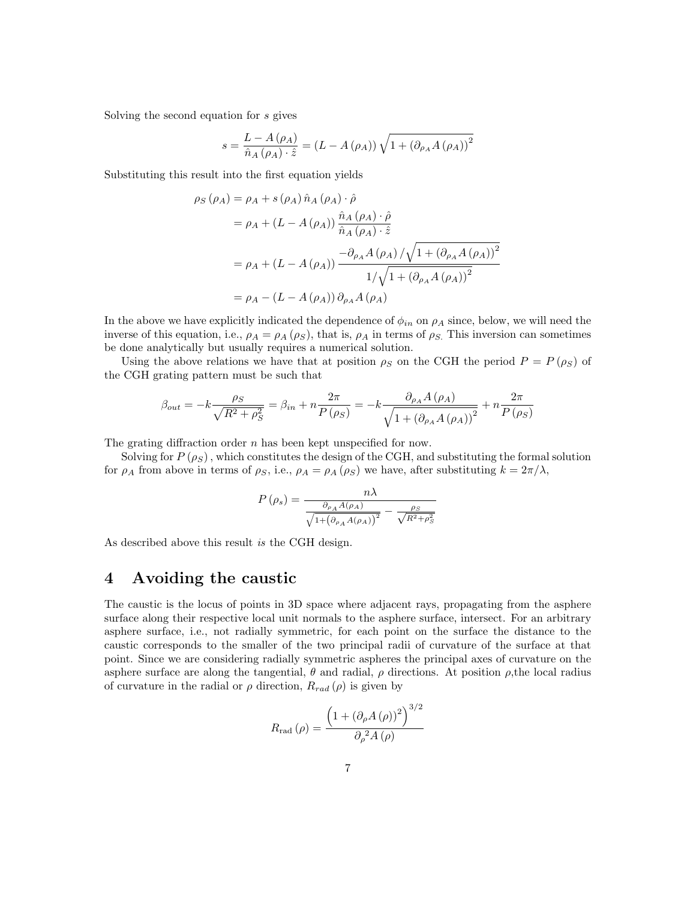Solving the second equation for $s$ gives

$$s = \frac{L - A(\rho_A)}{\hat{n}_A(\rho_A) \cdot \hat{z}} = (L - A(\rho_A)) \sqrt{1 + (\partial_{\rho_A} A(\rho_A))^2}$$

Substituting this result into the first equation yields

$$\begin{aligned}
\rho_S(\rho_A) &= \rho_A + s(\rho_A)\, \hat{n}_A(\rho_A) \cdot \hat{\rho} \\
&= \rho_A + (L - A(\rho_A)) \frac{\hat{n}_A(\rho_A) \cdot \hat{\rho}}{\hat{n}_A(\rho_A) \cdot \hat{z}} \\
&= \rho_A + (L - A(\rho_A)) \frac{-\partial_{\rho_A} A(\rho_A) / \sqrt{1 + (\partial_{\rho_A} A(\rho_A))^2}}{1/\sqrt{1 + (\partial_{\rho_A} A(\rho_A))^2}} \\
&= \rho_A - (L - A(\rho_A))\, \partial_{\rho_A} A(\rho_A)
\end{aligned}$$

In the above we have explicitly indicated the dependence of $\phi_{in}$ on $\rho_A$ since, below, we will need the inverse of this equation, i.e., $\rho_A = \rho_A(\rho_S)$, that is, $\rho_A$ in terms of $\rho_S$. This inversion can sometimes be done analytically but usually requires a numerical solution.

Using the above relations we have that at position $\rho_S$ on the CGH the period $P = P(\rho_S)$ of the CGH grating pattern must be such that

$$\beta_{out} = -k \frac{\rho_S}{\sqrt{R^2 + \rho_S^2}} = \beta_{in} + n \frac{2\pi}{P(\rho_S)} = -k \frac{\partial_{\rho_A} A(\rho_A)}{\sqrt{1 + (\partial_{\rho_A} A(\rho_A))^2}} + n \frac{2\pi}{P(\rho_S)}$$

The grating diffraction order $n$ has been kept unspecified for now.

Solving for $P(\rho_S)$, which constitutes the design of the CGH, and substituting the formal solution for $\rho_A$ from above in terms of $\rho_S$, i.e., $\rho_A = \rho_A(\rho_S)$ we have, after substituting $k = 2\pi/\lambda$,

$$P(\rho_s) = \frac{n\lambda}{\frac{\partial_{\rho_A} A(\rho_A)}{\sqrt{1 + (\partial_{\rho_A} A(\rho_A))^2}} - \frac{\rho_S}{\sqrt{R^2 + \rho_S^2}}}$$

As described above this result *is* the CGH design.

# 4 Avoiding the caustic

The caustic is the locus of points in 3D space where adjacent rays, propagating from the asphere surface along their respective local unit normals to the asphere surface, intersect. For an arbitrary asphere surface, i.e., not radially symmetric, for each point on the surface the distance to the caustic corresponds to the smaller of the two principal radii of curvature of the surface at that point. Since we are considering radially symmetric aspheres the principal axes of curvature on the asphere surface are along the tangential, $\theta$ and radial, $\rho$ directions. At position $\rho$,the local radius of curvature in the radial or $\rho$ direction, $R_{rad}(\rho)$ is given by

$$R_{\text{rad}}(\rho) = \frac{\left(1 + (\partial_\rho A(\rho))^2\right)^{3/2}}{\partial_\rho{}^2 A(\rho)}$$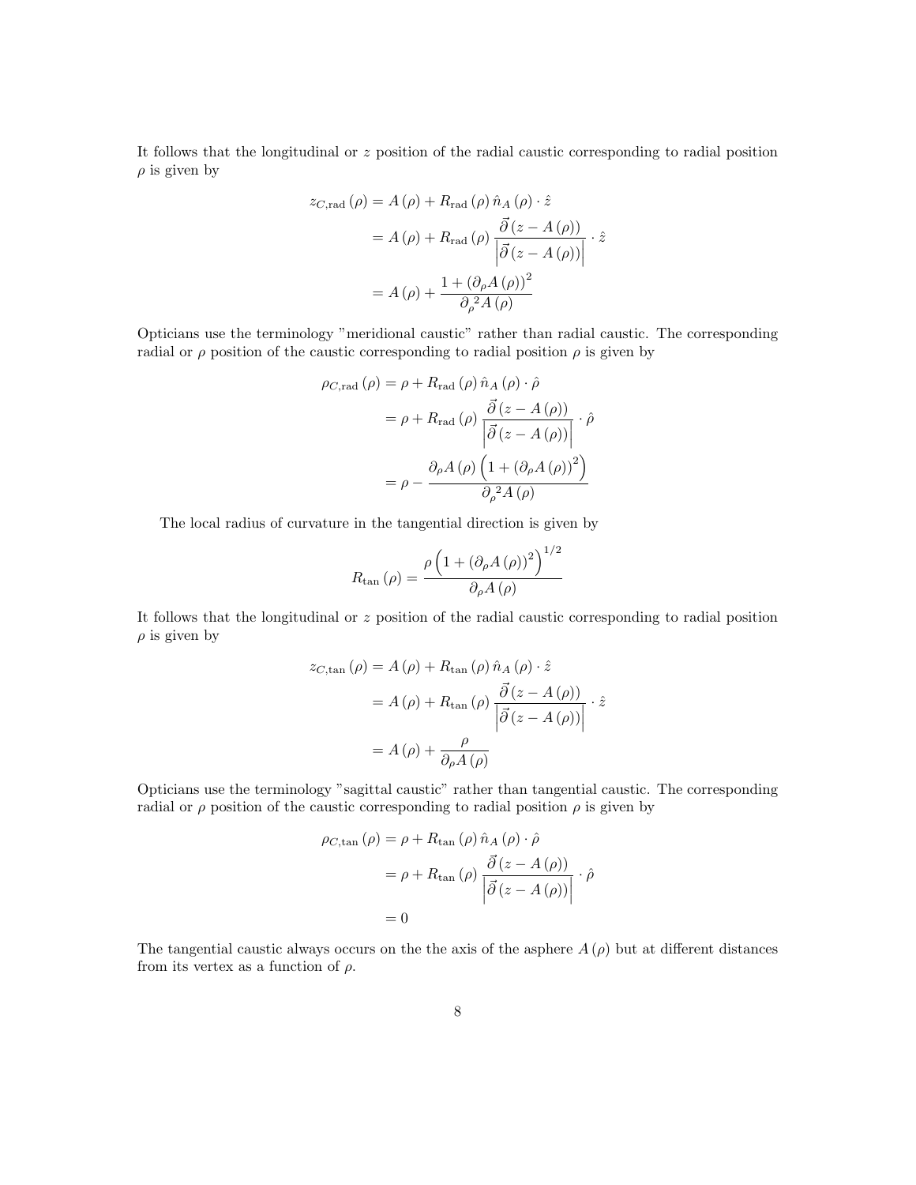It follows that the longitudinal or $z$ position of the radial caustic corresponding to radial position $\rho$ is given by

$$
\begin{aligned}
z_{C,\mathrm{rad}}(\rho) &= A(\rho) + R_{\mathrm{rad}}(\rho)\,\hat{n}_A(\rho)\cdot\hat{z} \\
&= A(\rho) + R_{\mathrm{rad}}(\rho)\,\frac{\vec{\partial}(z - A(\rho))}{\left|\vec{\partial}(z - A(\rho))\right|}\cdot\hat{z} \\
&= A(\rho) + \frac{1 + (\partial_\rho A(\rho))^2}{\partial_\rho{}^2 A(\rho)}
\end{aligned}
$$

Opticians use the terminology "meridional caustic" rather than radial caustic. The corresponding radial or $\rho$ position of the caustic corresponding to radial position $\rho$ is given by

$$
\begin{aligned}
\rho_{C,\mathrm{rad}}(\rho) &= \rho + R_{\mathrm{rad}}(\rho)\,\hat{n}_A(\rho)\cdot\hat{\rho} \\
&= \rho + R_{\mathrm{rad}}(\rho)\,\frac{\vec{\partial}(z - A(\rho))}{\left|\vec{\partial}(z - A(\rho))\right|}\cdot\hat{\rho} \\
&= \rho - \frac{\partial_\rho A(\rho)\left(1 + (\partial_\rho A(\rho))^2\right)}{\partial_\rho{}^2 A(\rho)}
\end{aligned}
$$

The local radius of curvature in the tangential direction is given by

$$
R_{\tan}(\rho) = \frac{\rho\left(1 + (\partial_\rho A(\rho))^2\right)^{1/2}}{\partial_\rho A(\rho)}
$$

It follows that the longitudinal or $z$ position of the radial caustic corresponding to radial position $\rho$ is given by

$$
\begin{aligned}
z_{C,\tan}(\rho) &= A(\rho) + R_{\tan}(\rho)\,\hat{n}_A(\rho)\cdot\hat{z} \\
&= A(\rho) + R_{\tan}(\rho)\,\frac{\vec{\partial}(z - A(\rho))}{\left|\vec{\partial}(z - A(\rho))\right|}\cdot\hat{z} \\
&= A(\rho) + \frac{\rho}{\partial_\rho A(\rho)}
\end{aligned}
$$

Opticians use the terminology "sagittal caustic" rather than tangential caustic. The corresponding radial or $\rho$ position of the caustic corresponding to radial position $\rho$ is given by

$$
\begin{aligned}
\rho_{C,\tan}(\rho) &= \rho + R_{\tan}(\rho)\,\hat{n}_A(\rho)\cdot\hat{\rho} \\
&= \rho + R_{\tan}(\rho)\,\frac{\vec{\partial}(z - A(\rho))}{\left|\vec{\partial}(z - A(\rho))\right|}\cdot\hat{\rho} \\
&= 0
\end{aligned}
$$

The tangential caustic always occurs on the the axis of the asphere $A(\rho)$ but at different distances from its vertex as a function of $\rho$.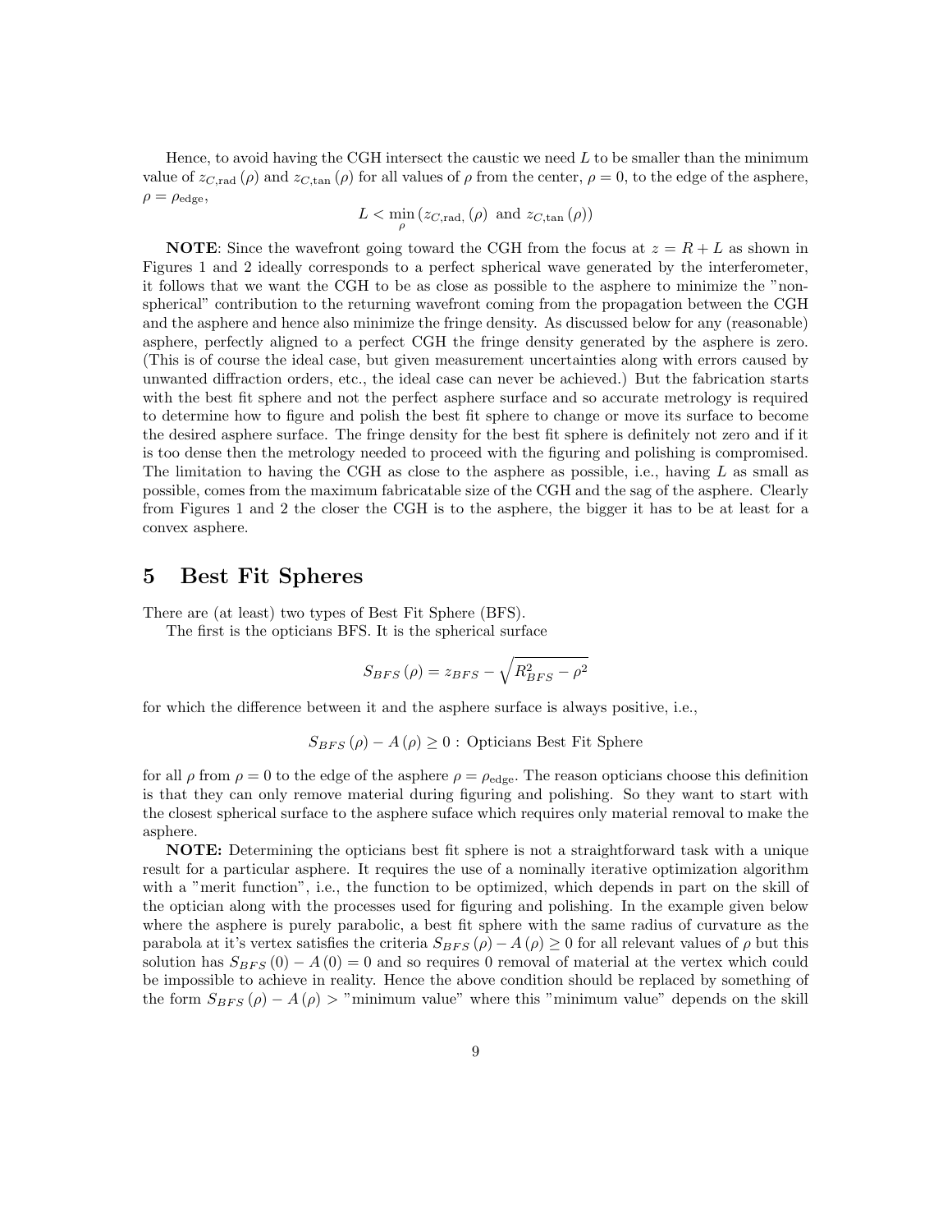Hence, to avoid having the CGH intersect the caustic we need $L$ to be smaller than the minimum value of $z_{C,\text{rad}}(\rho)$ and $z_{C,\tan}(\rho)$ for all values of $\rho$ from the center, $\rho = 0$, to the edge of the asphere, $\rho = \rho_{\text{edge}}$,

$$L < \min_{\rho} \left( z_{C,\text{rad},}(\rho) \text{ and } z_{C,\tan}(\rho) \right)$$

**NOTE**: Since the wavefront going toward the CGH from the focus at $z = R + L$ as shown in Figures 1 and 2 ideally corresponds to a perfect spherical wave generated by the interferometer, it follows that we want the CGH to be as close as possible to the asphere to minimize the "non-spherical" contribution to the returning wavefront coming from the propagation between the CGH and the asphere and hence also minimize the fringe density. As discussed below for any (reasonable) asphere, perfectly aligned to a perfect CGH the fringe density generated by the asphere is zero. (This is of course the ideal case, but given measurement uncertainties along with errors caused by unwanted diffraction orders, etc., the ideal case can never be achieved.) But the fabrication starts with the best fit sphere and not the perfect asphere surface and so accurate metrology is required to determine how to figure and polish the best fit sphere to change or move its surface to become the desired asphere surface. The fringe density for the best fit sphere is definitely not zero and if it is too dense then the metrology needed to proceed with the figuring and polishing is compromised. The limitation to having the CGH as close to the asphere as possible, i.e., having $L$ as small as possible, comes from the maximum fabricatable size of the CGH and the sag of the asphere. Clearly from Figures 1 and 2 the closer the CGH is to the asphere, the bigger it has to be at least for a convex asphere.

# 5 Best Fit Spheres

There are (at least) two types of Best Fit Sphere (BFS).

The first is the opticians BFS. It is the spherical surface

$$S_{BFS}(\rho) = z_{BFS} - \sqrt{R_{BFS}^2 - \rho^2}$$

for which the difference between it and the asphere surface is always positive, i.e.,

$$S_{BFS}(\rho) - A(\rho) \geq 0 : \text{ Opticians Best Fit Sphere}$$

for all $\rho$ from $\rho = 0$ to the edge of the asphere $\rho = \rho_{\text{edge}}$. The reason opticians choose this definition is that they can only remove material during figuring and polishing. So they want to start with the closest spherical surface to the asphere suface which requires only material removal to make the asphere.

**NOTE:** Determining the opticians best fit sphere is not a straightforward task with a unique result for a particular asphere. It requires the use of a nominally iterative optimization algorithm with a "merit function", i.e., the function to be optimized, which depends in part on the skill of the optician along with the processes used for figuring and polishing. In the example given below where the asphere is purely parabolic, a best fit sphere with the same radius of curvature as the parabola at it's vertex satisfies the criteria $S_{BFS}(\rho) - A(\rho) \geq 0$ for all relevant values of $\rho$ but this solution has $S_{BFS}(0) - A(0) = 0$ and so requires 0 removal of material at the vertex which could be impossible to achieve in reality. Hence the above condition should be replaced by something of the form $S_{BFS}(\rho) - A(\rho) >$ "minimum value" where this "minimum value" depends on the skill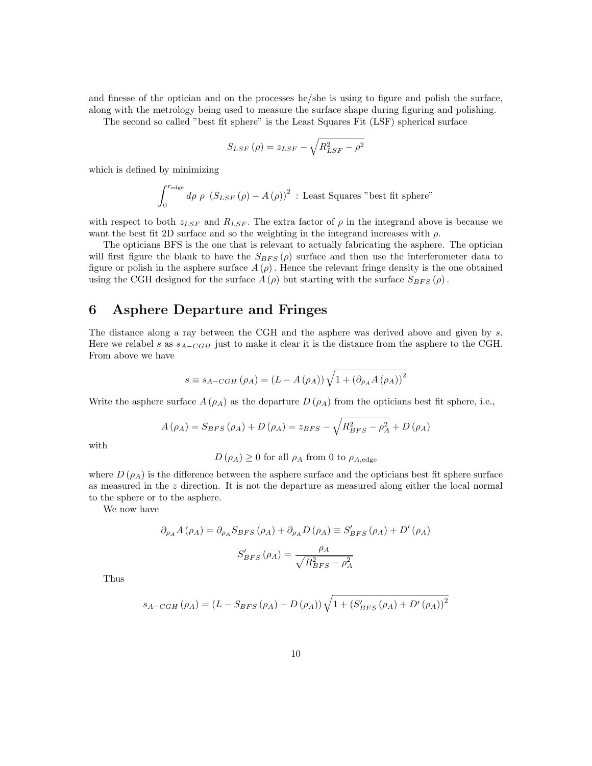and finesse of the optician and on the processes he/she is using to figure and polish the surface, along with the metrology being used to measure the surface shape during figuring and polishing.

The second so called "best fit sphere" is the Least Squares Fit (LSF) spherical surface

$$S_{LSF}(\rho) = z_{LSF} - \sqrt{R_{LSF}^2 - \rho^2}$$

which is defined by minimizing

$$\int_0^{r_{\text{edge}}} d\rho \; \rho \; \left(S_{LSF}(\rho) - A(\rho)\right)^2 \text{ : Least Squares "best fit sphere"}$$

with respect to both $z_{LSF}$ and $R_{LSF}$. The extra factor of $\rho$ in the integrand above is because we want the best fit 2D surface and so the weighting in the integrand increases with $\rho$.

The opticians BFS is the one that is relevant to actually fabricating the asphere. The optician will first figure the blank to have the $S_{BFS}(\rho)$ surface and then use the interferometer data to figure or polish in the asphere surface $A(\rho)$. Hence the relevant fringe density is the one obtained using the CGH designed for the surface $A(\rho)$ but starting with the surface $S_{BFS}(\rho)$.

# 6 Asphere Departure and Fringes

The distance along a ray between the CGH and the asphere was derived above and given by $s$. Here we relabel $s$ as $s_{A-CGH}$ just to make it clear it is the distance from the asphere to the CGH. From above we have

$$s \equiv s_{A-CGH}(\rho_A) = (L - A(\rho_A))\sqrt{1 + \left(\partial_{\rho_A} A(\rho_A)\right)^2}$$

Write the asphere surface $A(\rho_A)$ as the departure $D(\rho_A)$ from the opticians best fit sphere, i.e.,

$$A(\rho_A) = S_{BFS}(\rho_A) + D(\rho_A) = z_{BFS} - \sqrt{R_{BFS}^2 - \rho_A^2} + D(\rho_A)$$

with

$$D(\rho_A) \geq 0 \text{ for all } \rho_A \text{ from 0 to } \rho_{A,\text{edge}}$$

where $D(\rho_A)$ is the difference between the asphere surface and the opticians best fit sphere surface as measured in the $z$ direction. It is not the departure as measured along either the local normal to the sphere or to the asphere.

We now have

$$\partial_{\rho_A} A(\rho_A) = \partial_{\rho_A} S_{BFS}(\rho_A) + \partial_{\rho_A} D(\rho_A) \equiv S'_{BFS}(\rho_A) + D'(\rho_A)$$

$$S'_{BFS}(\rho_A) = \frac{\rho_A}{\sqrt{R_{BFS}^2 - \rho_A^2}}$$

Thus

$$s_{A-CGH}(\rho_A) = (L - S_{BFS}(\rho_A) - D(\rho_A))\sqrt{1 + \left(S'_{BFS}(\rho_A) + D'(\rho_A)\right)^2}$$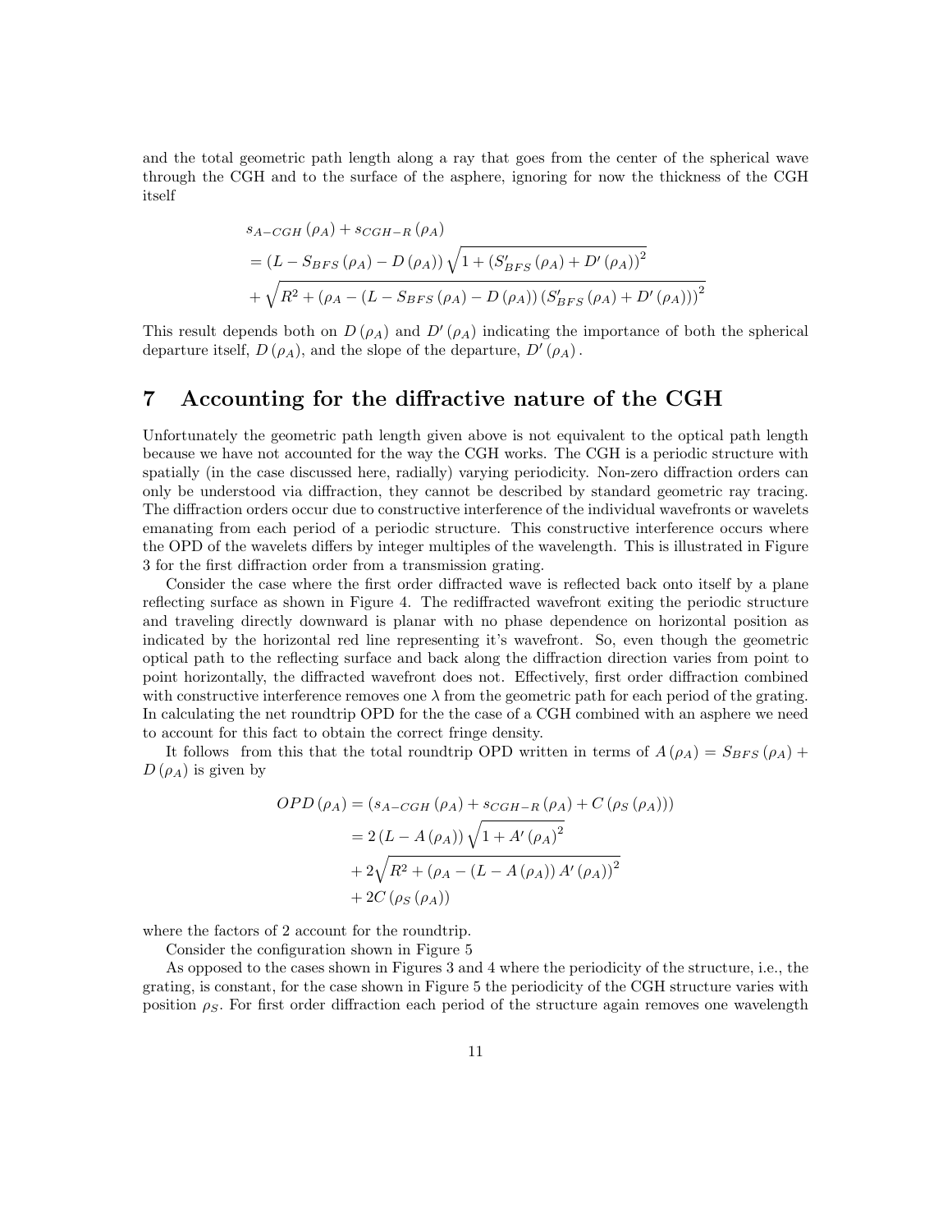and the total geometric path length along a ray that goes from the center of the spherical wave through the CGH and to the surface of the asphere, ignoring for now the thickness of the CGH itself

$$
\begin{aligned}
& s_{A-CGH}\left(\rho_A\right) + s_{CGH-R}\left(\rho_A\right) \\
& = \left(L - S_{BFS}\left(\rho_A\right) - D\left(\rho_A\right)\right)\sqrt{1 + \left(S'_{BFS}\left(\rho_A\right) + D'\left(\rho_A\right)\right)^2} \\
& + \sqrt{R^2 + \left(\rho_A - \left(L - S_{BFS}\left(\rho_A\right) - D\left(\rho_A\right)\right)\left(S'_{BFS}\left(\rho_A\right) + D'\left(\rho_A\right)\right)\right)^2}
\end{aligned}
$$

This result depends both on $D\left(\rho_A\right)$ and $D'\left(\rho_A\right)$ indicating the importance of both the spherical departure itself, $D\left(\rho_A\right)$, and the slope of the departure, $D'\left(\rho_A\right)$.

# 7 Accounting for the diffractive nature of the CGH

Unfortunately the geometric path length given above is not equivalent to the optical path length because we have not accounted for the way the CGH works. The CGH is a periodic structure with spatially (in the case discussed here, radially) varying periodicity. Non-zero diffraction orders can only be understood via diffraction, they cannot be described by standard geometric ray tracing. The diffraction orders occur due to constructive interference of the individual wavefronts or wavelets emanating from each period of a periodic structure. This constructive interference occurs where the OPD of the wavelets differs by integer multiples of the wavelength. This is illustrated in Figure 3 for the first diffraction order from a transmission grating.

Consider the case where the first order diffracted wave is reflected back onto itself by a plane reflecting surface as shown in Figure 4. The rediffracted wavefront exiting the periodic structure and traveling directly downward is planar with no phase dependence on horizontal position as indicated by the horizontal red line representing it's wavefront. So, even though the geometric optical path to the reflecting surface and back along the diffraction direction varies from point to point horizontally, the diffracted wavefront does not. Effectively, first order diffraction combined with constructive interference removes one $\lambda$ from the geometric path for each period of the grating. In calculating the net roundtrip OPD for the the case of a CGH combined with an asphere we need to account for this fact to obtain the correct fringe density.

It follows from this that the total roundtrip OPD written in terms of $A\left(\rho_A\right) = S_{BFS}\left(\rho_A\right) + D\left(\rho_A\right)$ is given by

$$
\begin{aligned}
OPD\left(\rho_A\right) &= \left(s_{A-CGH}\left(\rho_A\right) + s_{CGH-R}\left(\rho_A\right) + C\left(\rho_S\left(\rho_A\right)\right)\right) \\
&= 2\left(L - A\left(\rho_A\right)\right)\sqrt{1 + A'\left(\rho_A\right)^2} \\
&+ 2\sqrt{R^2 + \left(\rho_A - \left(L - A\left(\rho_A\right)\right)A'\left(\rho_A\right)\right)^2} \\
&+ 2C\left(\rho_S\left(\rho_A\right)\right)
\end{aligned}
$$

where the factors of 2 account for the roundtrip.

Consider the configuration shown in Figure 5

As opposed to the cases shown in Figures 3 and 4 where the periodicity of the structure, i.e., the grating, is constant, for the case shown in Figure 5 the periodicity of the CGH structure varies with position $\rho_S$. For first order diffraction each period of the structure again removes one wavelength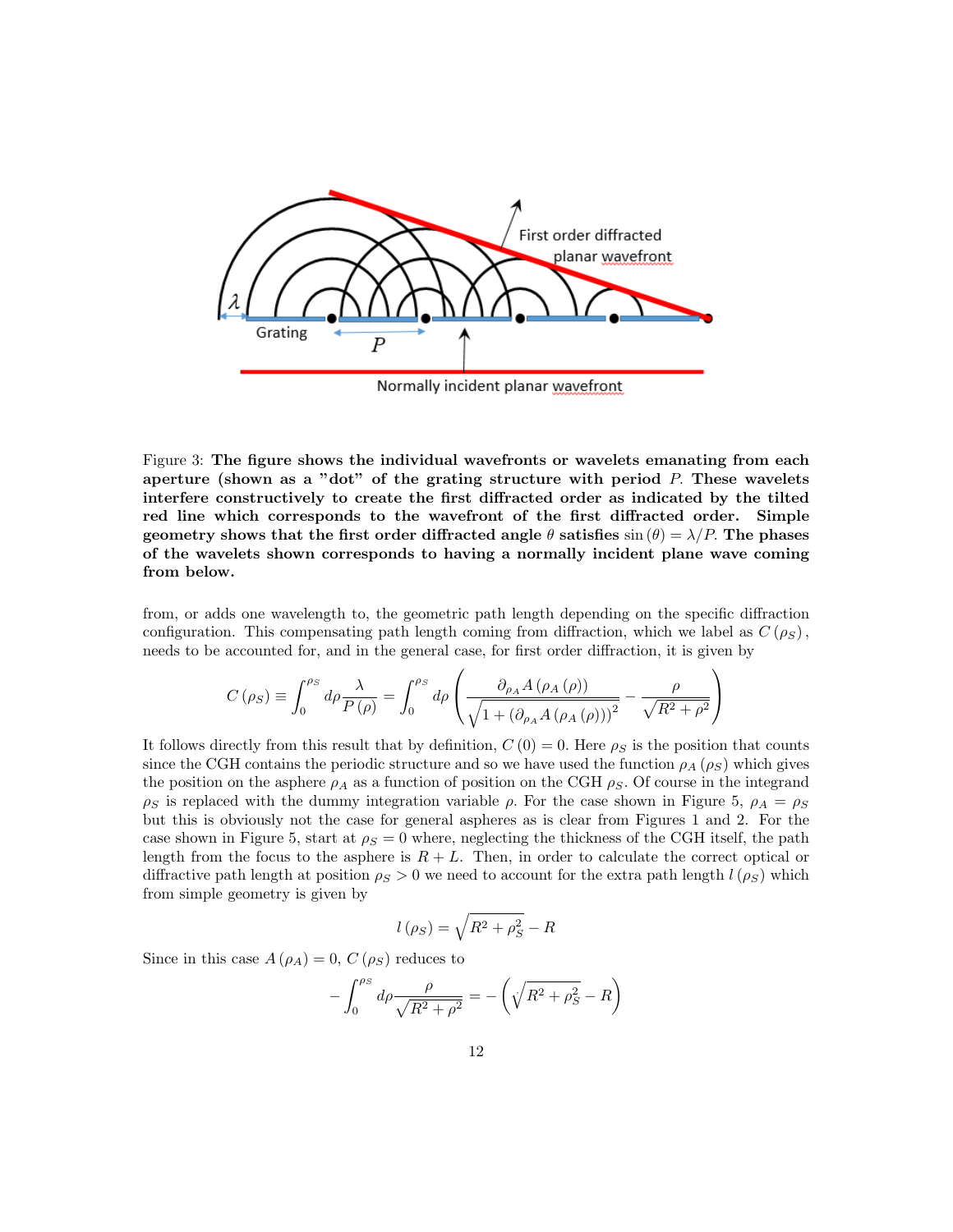Figure 3: **The figure shows the individual wavefronts or wavelets emanating from each aperture (shown as a "dot" of the grating structure with period $P$. These wavelets interfere constructively to create the first diffracted order as indicated by the tilted red line which corresponds to the wavefront of the first diffracted order. Simple geometry shows that the first order diffracted angle $\theta$ satisfies $\sin(\theta) = \lambda/P$. The phases of the wavelets shown corresponds to having a normally incident plane wave coming from below.**

from, or adds one wavelength to, the geometric path length depending on the specific diffraction configuration. This compensating path length coming from diffraction, which we label as $C(\rho_S)$, needs to be accounted for, and in the general case, for first order diffraction, it is given by

$$C(\rho_S) \equiv \int_0^{\rho_S} d\rho \frac{\lambda}{P(\rho)} = \int_0^{\rho_S} d\rho \left( \frac{\partial_{\rho_A} A(\rho_A(\rho))}{\sqrt{1 + (\partial_{\rho_A} A(\rho_A(\rho)))^2}} - \frac{\rho}{\sqrt{R^2 + \rho^2}} \right)$$

It follows directly from this result that by definition, $C(0) = 0$. Here $\rho_S$ is the position that counts since the CGH contains the periodic structure and so we have used the function $\rho_A(\rho_S)$ which gives the position on the asphere $\rho_A$ as a function of position on the CGH $\rho_S$. Of course in the integrand $\rho_S$ is replaced with the dummy integration variable $\rho$. For the case shown in Figure 5, $\rho_A = \rho_S$ but this is obviously not the case for general aspheres as is clear from Figures 1 and 2. For the case shown in Figure 5, start at $\rho_S = 0$ where, neglecting the thickness of the CGH itself, the path length from the focus to the asphere is $R + L$. Then, in order to calculate the correct optical or diffractive path length at position $\rho_S > 0$ we need to account for the extra path length $l(\rho_S)$ which from simple geometry is given by

$$l(\rho_S) = \sqrt{R^2 + \rho_S^2} - R$$

Since in this case $A(\rho_A) = 0$, $C(\rho_S)$ reduces to

$$-\int_0^{\rho_S} d\rho \frac{\rho}{\sqrt{R^2 + \rho^2}} = -\left( \sqrt{R^2 + \rho_S^2} - R \right)$$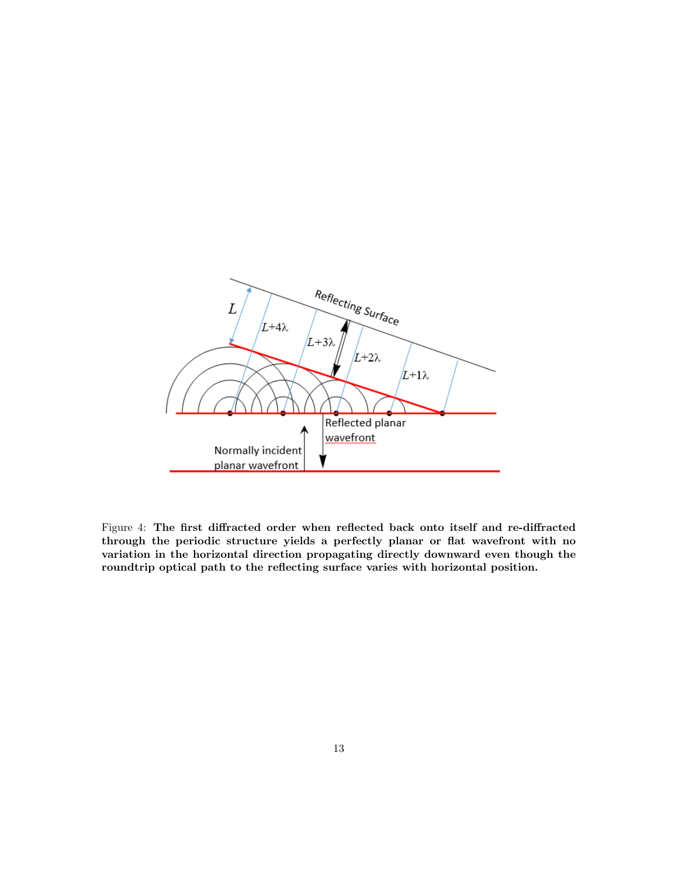Figure 4: **The first diffracted order when reflected back onto itself and re-diffracted through the periodic structure yields a perfectly planar or flat wavefront with no variation in the horizontal direction propagating directly downward even though the roundtrip optical path to the reflecting surface varies with horizontal position.**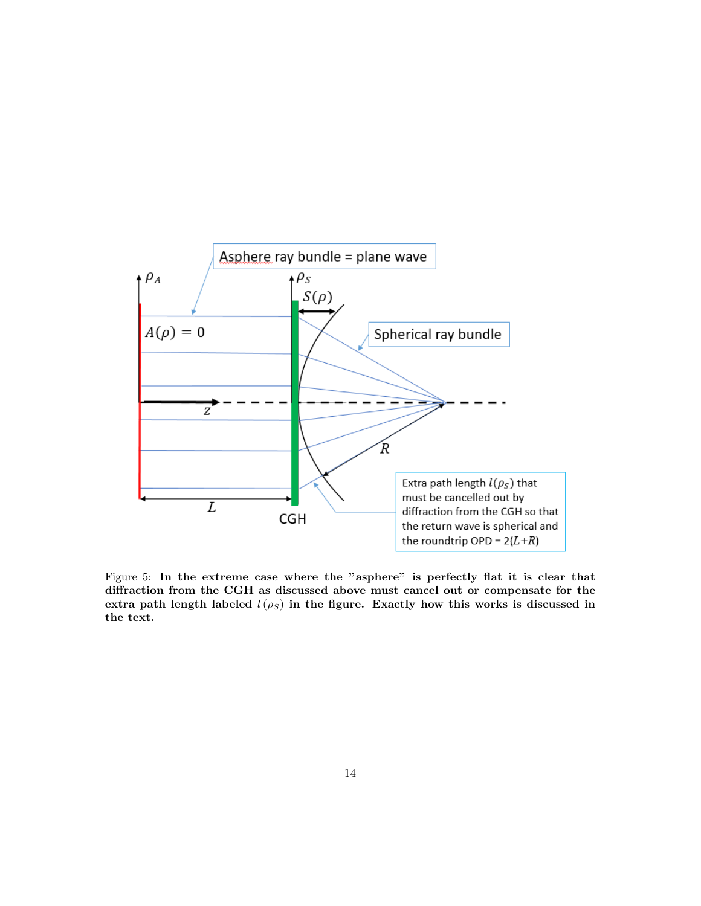Figure 5: **In the extreme case where the "asphere" is perfectly flat it is clear that diffraction from the CGH as discussed above must cancel out or compensate for the extra path length labeled $l(\rho_S)$ in the figure. Exactly how this works is discussed in the text.**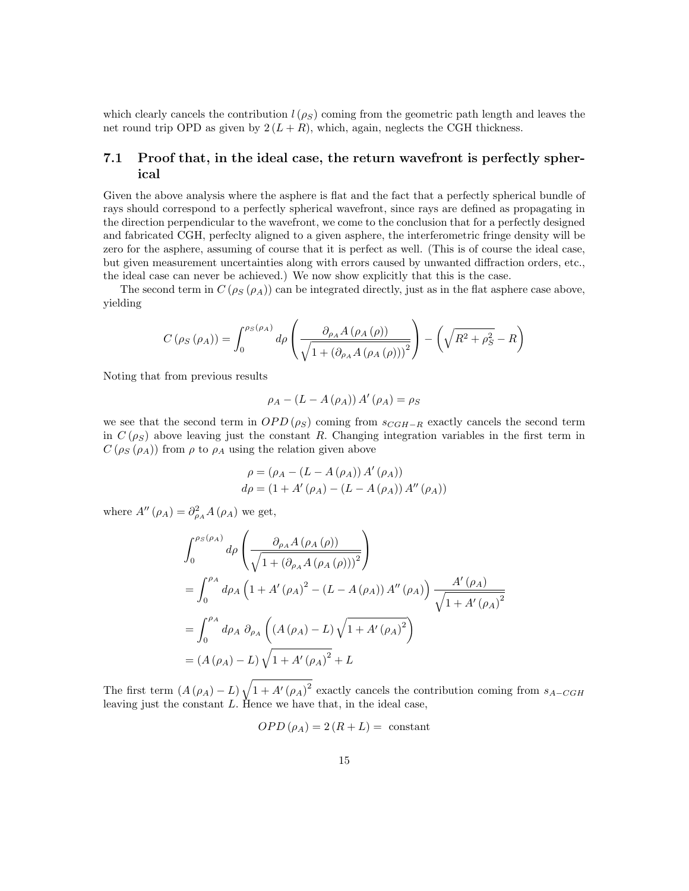which clearly cancels the contribution $l(\rho_S)$ coming from the geometric path length and leaves the net round trip OPD as given by $2(L+R)$, which, again, neglects the CGH thickness.

### 7.1 Proof that, in the ideal case, the return wavefront is perfectly spherical

Given the above analysis where the asphere is flat and the fact that a perfectly spherical bundle of rays should correspond to a perfectly spherical wavefront, since rays are defined as propagating in the direction perpendicular to the wavefront, we come to the conclusion that for a perfectly designed and fabricated CGH, perfeclty aligned to a given asphere, the interferometric fringe density will be zero for the asphere, assuming of course that it is perfect as well. (This is of course the ideal case, but given measurement uncertainties along with errors caused by unwanted diffraction orders, etc., the ideal case can never be achieved.) We now show explicitly that this is the case.

The second term in $C(\rho_S(\rho_A))$ can be integrated directly, just as in the flat asphere case above, yielding

$$C(\rho_S(\rho_A)) = \int_0^{\rho_S(\rho_A)} d\rho \left( \frac{\partial_{\rho_A} A(\rho_A(\rho))}{\sqrt{1 + (\partial_{\rho_A} A(\rho_A(\rho)))^2}} \right) - \left( \sqrt{R^2 + \rho_S^2} - R \right)$$

Noting that from previous results

$$\rho_A - (L - A(\rho_A)) A'(\rho_A) = \rho_S$$

we see that the second term in $OPD(\rho_S)$ coming from $s_{CGH-R}$ exactly cancels the second term in $C(\rho_S)$ above leaving just the constant $R$. Changing integration variables in the first term in $C(\rho_S(\rho_A))$ from $\rho$ to $\rho_A$ using the relation given above

$$\begin{aligned}
\rho &= (\rho_A - (L - A(\rho_A)) A'(\rho_A)) \\
d\rho &= (1 + A'(\rho_A) - (L - A(\rho_A)) A''(\rho_A))
\end{aligned}$$

where $A''(\rho_A) = \partial^2_{\rho_A} A(\rho_A)$ we get,

$$\begin{aligned}
&\int_0^{\rho_S(\rho_A)} d\rho \left( \frac{\partial_{\rho_A} A(\rho_A(\rho))}{\sqrt{1 + (\partial_{\rho_A} A(\rho_A(\rho)))^2}} \right) \\
&= \int_0^{\rho_A} d\rho_A \left( 1 + A'(\rho_A)^2 - (L - A(\rho_A)) A''(\rho_A) \right) \frac{A'(\rho_A)}{\sqrt{1 + A'(\rho_A)^2}} \\
&= \int_0^{\rho_A} d\rho_A \; \partial_{\rho_A} \left( (A(\rho_A) - L) \sqrt{1 + A'(\rho_A)^2} \right) \\
&= (A(\rho_A) - L) \sqrt{1 + A'(\rho_A)^2} + L
\end{aligned}$$

The first term $(A(\rho_A) - L)\sqrt{1 + A'(\rho_A)^2}$ exactly cancels the contribution coming from $s_{A-CGH}$ leaving just the constant $L$. Hence we have that, in the ideal case,

$$OPD(\rho_A) = 2(R + L) = \text{ constant}$$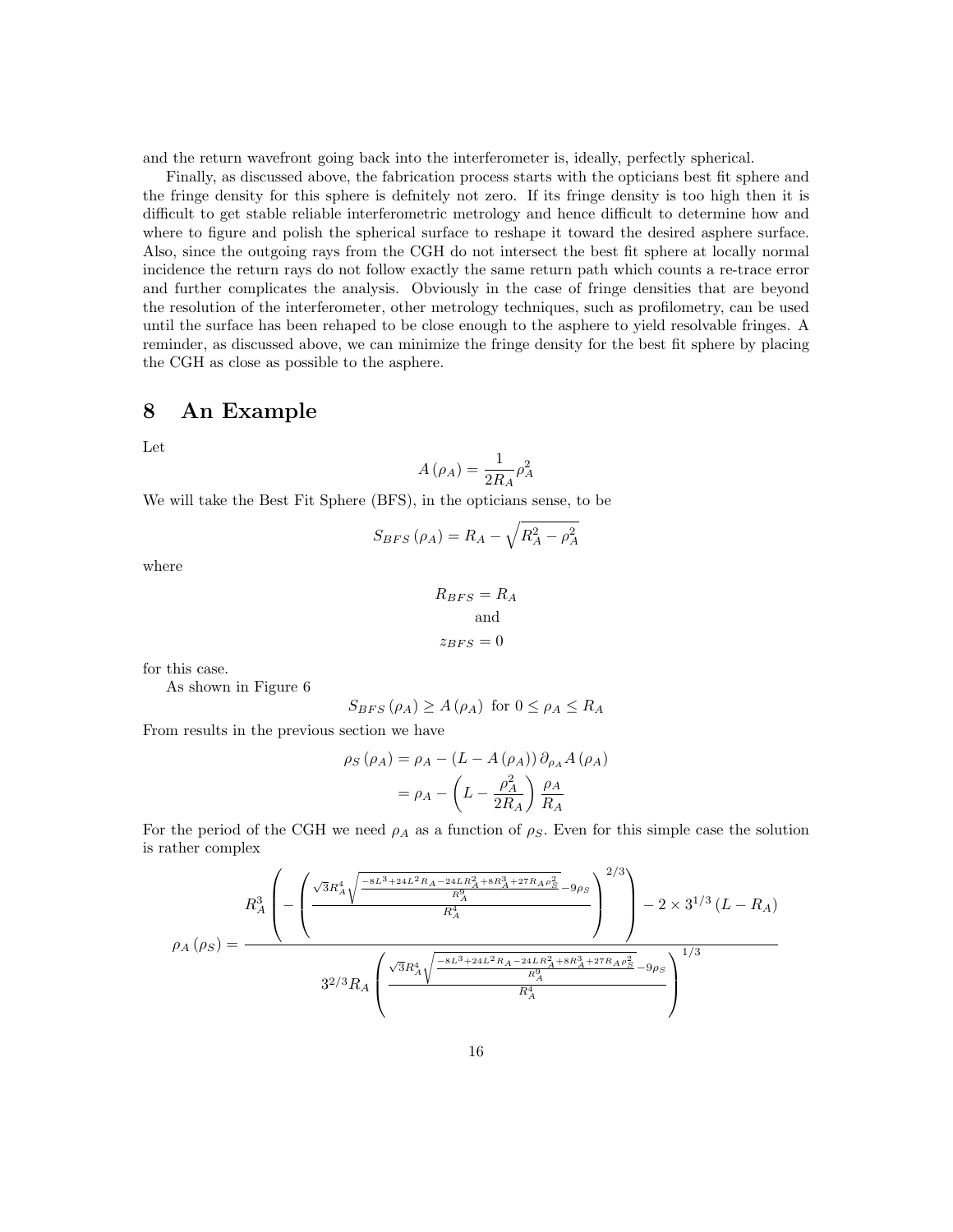and the return wavefront going back into the interferometer is, ideally, perfectly spherical.

Finally, as discussed above, the fabrication process starts with the opticians best fit sphere and the fringe density for this sphere is defnitely not zero. If its fringe density is too high then it is difficult to get stable reliable interferometric metrology and hence difficult to determine how and where to figure and polish the spherical surface to reshape it toward the desired asphere surface. Also, since the outgoing rays from the CGH do not intersect the best fit sphere at locally normal incidence the return rays do not follow exactly the same return path which counts a re-trace error and further complicates the analysis. Obviously in the case of fringe densities that are beyond the resolution of the interferometer, other metrology techniques, such as profilometry, can be used until the surface has been rehaped to be close enough to the asphere to yield resolvable fringes. A reminder, as discussed above, we can minimize the fringe density for the best fit sphere by placing the CGH as close as possible to the asphere.

# 8 An Example

Let

$$A(\rho_A) = \frac{1}{2R_A}\rho_A^2$$

We will take the Best Fit Sphere (BFS), in the opticians sense, to be

$$S_{BFS}(\rho_A) = R_A - \sqrt{R_A^2 - \rho_A^2}$$

where

$$R_{BFS} = R_A$$

$$\text{and}$$

$$z_{BFS} = 0$$

for this case.

As shown in Figure 6

$$S_{BFS}(\rho_A) \geq A(\rho_A) \text{ for } 0 \leq \rho_A \leq R_A$$

From results in the previous section we have

$$\begin{aligned}
\rho_S(\rho_A) &= \rho_A - (L - A(\rho_A))\,\partial_{\rho_A} A(\rho_A) \\
&= \rho_A - \left(L - \frac{\rho_A^2}{2R_A}\right)\frac{\rho_A}{R_A}
\end{aligned}$$

For the period of the CGH we need $\rho_A$ as a function of $\rho_S$. Even for this simple case the solution is rather complex

$$\rho_A(\rho_S) = \frac{R_A^3\left(-\left(\frac{\sqrt{3}R_A^4\sqrt{\frac{-8L^3+24L^2R_A-24LR_A^2+8R_A^3+27R_A\rho_S^2}{R_A^9}}-9\rho_S}{R_A^4}\right)^{2/3}\right) - 2\times 3^{1/3}(L-R_A)}{3^{2/3}R_A\left(\frac{\sqrt{3}R_A^4\sqrt{\frac{-8L^3+24L^2R_A-24LR_A^2+8R_A^3+27R_A\rho_S^2}{R_A^9}}-9\rho_S}{R_A^4}\right)^{1/3}}$$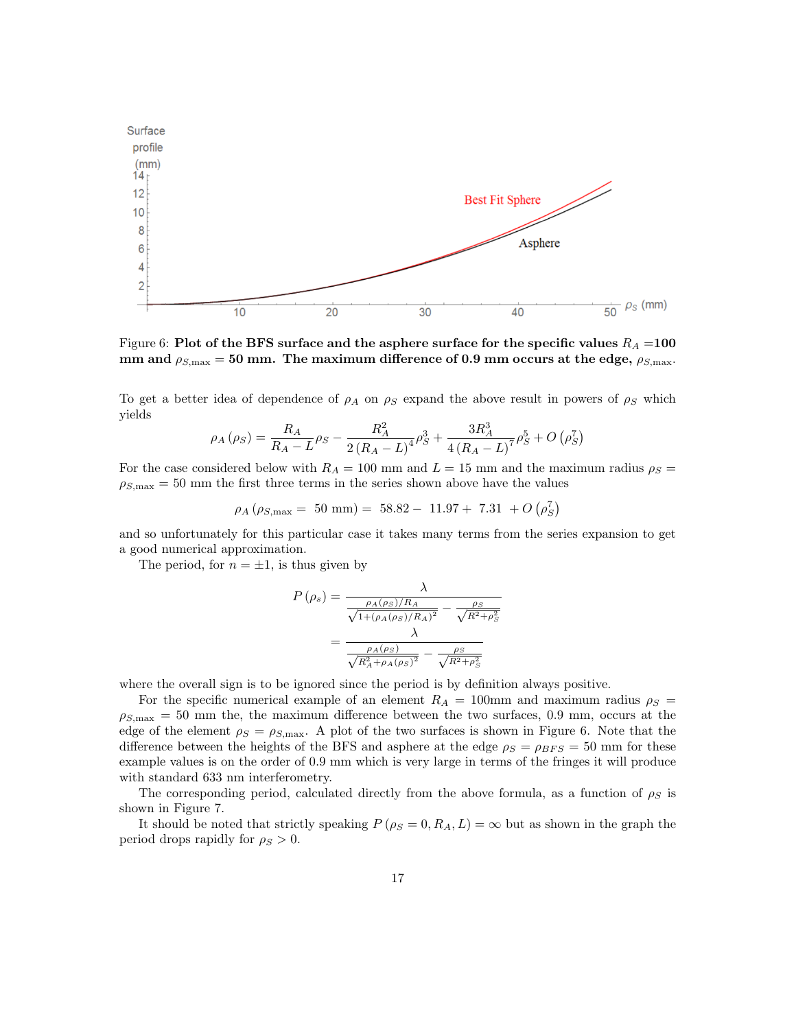Figure 6: **Plot of the BFS surface and the asphere surface for the specific values $R_A$ =100 mm and $\rho_{S,\max}$ = 50 mm. The maximum difference of 0.9 mm occurs at the edge, $\rho_{S,\max}$.**

To get a better idea of dependence of $\rho_A$ on $\rho_S$ expand the above result in powers of $\rho_S$ which yields

$$\rho_A(\rho_S) = \frac{R_A}{R_A - L}\rho_S - \frac{R_A^2}{2(R_A - L)^4}\rho_S^3 + \frac{3R_A^3}{4(R_A - L)^7}\rho_S^5 + O\left(\rho_S^7\right)$$

For the case considered below with $R_A = 100$ mm and $L = 15$ mm and the maximum radius $\rho_S = \rho_{S,\max} = 50$ mm the first three terms in the series shown above have the values

$$\rho_A(\rho_{S,\max} = 50\text{ mm}) = 58.82 - 11.97 + 7.31 + O\left(\rho_S^7\right)$$

and so unfortunately for this particular case it takes many terms from the series expansion to get a good numerical approximation.

The period, for $n = \pm 1$, is thus given by

$$\begin{aligned} P(\rho_s) &= \frac{\lambda}{\frac{\rho_A(\rho_S)/R_A}{\sqrt{1+(\rho_A(\rho_S)/R_A)^2}} - \frac{\rho_S}{\sqrt{R^2+\rho_S^2}}} \\ &= \frac{\lambda}{\frac{\rho_A(\rho_S)}{\sqrt{R_A^2+\rho_A(\rho_S)^2}} - \frac{\rho_S}{\sqrt{R^2+\rho_S^2}}} \end{aligned}$$

where the overall sign is to be ignored since the period is by definition always positive.

For the specific numerical example of an element $R_A$ = 100mm and maximum radius $\rho_S = \rho_{S,\max}$ = 50 mm the, the maximum difference between the two surfaces, 0.9 mm, occurs at the edge of the element $\rho_S = \rho_{S,\max}$. A plot of the two surfaces is shown in Figure 6. Note that the difference between the heights of the BFS and asphere at the edge $\rho_S = \rho_{BFS}$ = 50 mm for these example values is on the order of 0.9 mm which is very large in terms of the fringes it will produce with standard 633 nm interferometry.

The corresponding period, calculated directly from the above formula, as a function of $\rho_S$ is shown in Figure 7.

It should be noted that strictly speaking $P(\rho_S = 0, R_A, L) = \infty$ but as shown in the graph the period drops rapidly for $\rho_S > 0$.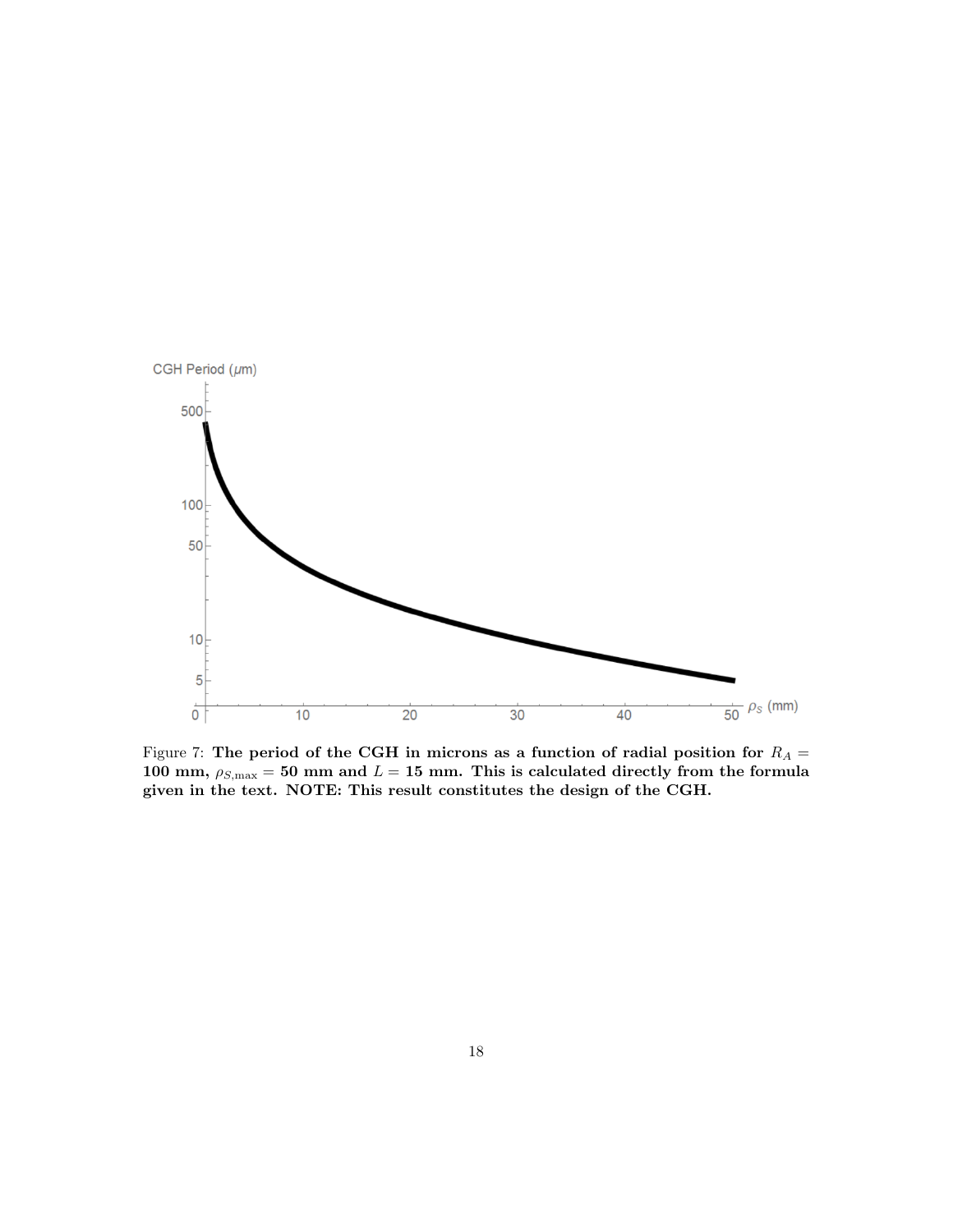Figure 7: **The period of the CGH in microns as a function of radial position for $R_A =$ 100 mm, $\rho_{S,\max} = 50$ mm and $L = 15$ mm. This is calculated directly from the formula given in the text. NOTE: This result constitutes the design of the CGH.**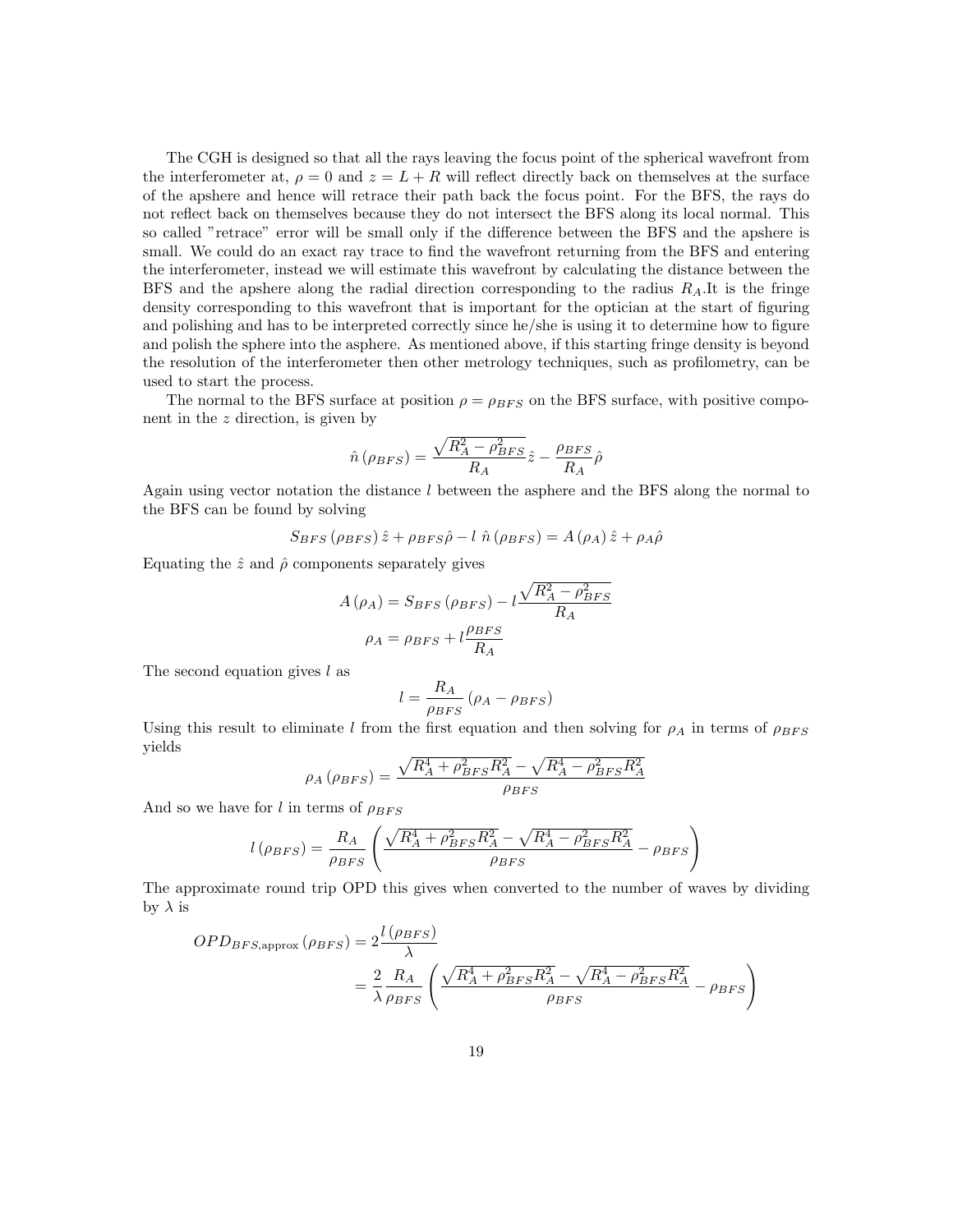The CGH is designed so that all the rays leaving the focus point of the spherical wavefront from the interferometer at, $\rho = 0$ and $z = L + R$ will reflect directly back on themselves at the surface of the apshere and hence will retrace their path back the focus point. For the BFS, the rays do not reflect back on themselves because they do not intersect the BFS along its local normal. This so called "retrace" error will be small only if the difference between the BFS and the apshere is small. We could do an exact ray trace to find the wavefront returning from the BFS and entering the interferometer, instead we will estimate this wavefront by calculating the distance between the BFS and the apshere along the radial direction corresponding to the radius $R_A$.It is the fringe density corresponding to this wavefront that is important for the optician at the start of figuring and polishing and has to be interpreted correctly since he/she is using it to determine how to figure and polish the sphere into the asphere. As mentioned above, if this starting fringe density is beyond the resolution of the interferometer then other metrology techniques, such as profilometry, can be used to start the process.

The normal to the BFS surface at position $\rho = \rho_{BFS}$ on the BFS surface, with positive component in the $z$ direction, is given by

$$\hat{n}\left(\rho_{BFS}\right) = \frac{\sqrt{R_A^2 - \rho_{BFS}^2}}{R_A}\hat{z} - \frac{\rho_{BFS}}{R_A}\hat{\rho}$$

Again using vector notation the distance $l$ between the asphere and the BFS along the normal to the BFS can be found by solving

$$S_{BFS}\left(\rho_{BFS}\right)\hat{z} + \rho_{BFS}\hat{\rho} - l\;\hat{n}\left(\rho_{BFS}\right) = A\left(\rho_A\right)\hat{z} + \rho_A\hat{\rho}$$

Equating the $\hat{z}$ and $\hat{\rho}$ components separately gives

$$A\left(\rho_A\right) = S_{BFS}\left(\rho_{BFS}\right) - l\frac{\sqrt{R_A^2 - \rho_{BFS}^2}}{R_A}$$

$$\rho_A = \rho_{BFS} + l\frac{\rho_{BFS}}{R_A}$$

The second equation gives $l$ as

$$l = \frac{R_A}{\rho_{BFS}}\left(\rho_A - \rho_{BFS}\right)$$

Using this result to eliminate $l$ from the first equation and then solving for $\rho_A$ in terms of $\rho_{BFS}$ yields

$$\rho_A\left(\rho_{BFS}\right) = \frac{\sqrt{R_A^4 + \rho_{BFS}^2 R_A^2} - \sqrt{R_A^4 - \rho_{BFS}^2 R_A^2}}{\rho_{BFS}}$$

And so we have for $l$ in terms of $\rho_{BFS}$

$$l\left(\rho_{BFS}\right) = \frac{R_A}{\rho_{BFS}}\left(\frac{\sqrt{R_A^4 + \rho_{BFS}^2 R_A^2} - \sqrt{R_A^4 - \rho_{BFS}^2 R_A^2}}{\rho_{BFS}} - \rho_{BFS}\right)$$

The approximate round trip OPD this gives when converted to the number of waves by dividing by $\lambda$ is

$$\begin{aligned} OPD_{BFS,\text{approx}}\left(\rho_{BFS}\right) &= 2\frac{l\left(\rho_{BFS}\right)}{\lambda} \\ &= \frac{2}{\lambda}\frac{R_A}{\rho_{BFS}}\left(\frac{\sqrt{R_A^4 + \rho_{BFS}^2 R_A^2} - \sqrt{R_A^4 - \rho_{BFS}^2 R_A^2}}{\rho_{BFS}} - \rho_{BFS}\right) \end{aligned}$$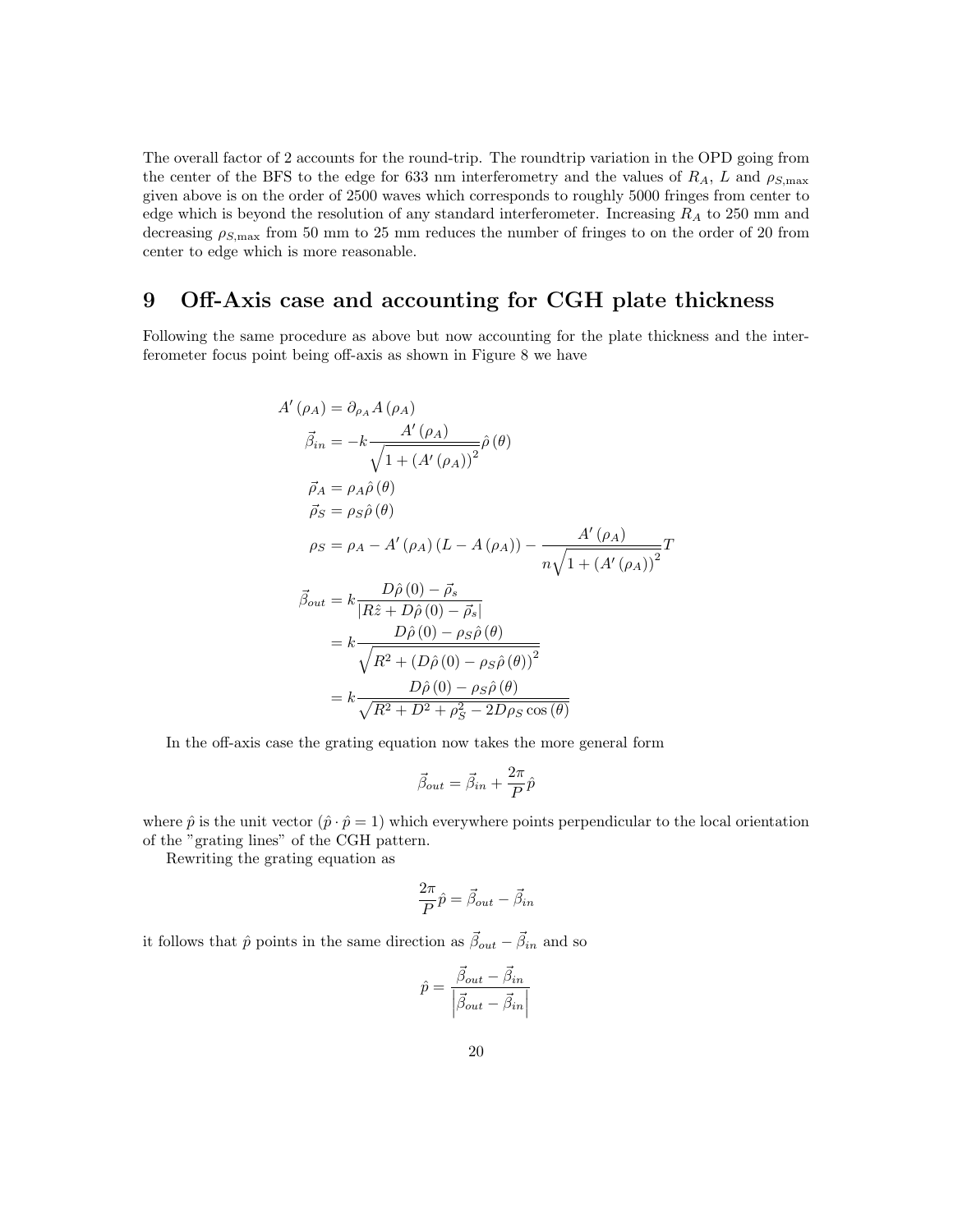The overall factor of 2 accounts for the round-trip. The roundtrip variation in the OPD going from the center of the BFS to the edge for 633 nm interferometry and the values of $R_A$, $L$ and $\rho_{S,\max}$ given above is on the order of 2500 waves which corresponds to roughly 5000 fringes from center to edge which is beyond the resolution of any standard interferometer. Increasing $R_A$ to 250 mm and decreasing $\rho_{S,\max}$ from 50 mm to 25 mm reduces the number of fringes to on the order of 20 from center to edge which is more reasonable.

# 9 Off-Axis case and accounting for CGH plate thickness

Following the same procedure as above but now accounting for the plate thickness and the interferometer focus point being off-axis as shown in Figure 8 we have

$$
\begin{aligned}
A'(\rho_A) &= \partial_{\rho_A} A(\rho_A) \\
\vec{\beta}_{in} &= -k \frac{A'(\rho_A)}{\sqrt{1 + (A'(\rho_A))^2}} \hat{\rho}(\theta) \\
\vec{\rho}_A &= \rho_A \hat{\rho}(\theta) \\
\vec{\rho}_S &= \rho_S \hat{\rho}(\theta) \\
\rho_S &= \rho_A - A'(\rho_A)(L - A(\rho_A)) - \frac{A'(\rho_A)}{n\sqrt{1 + (A'(\rho_A))^2}} T \\
\vec{\beta}_{out} &= k \frac{D\hat{\rho}(0) - \vec{\rho}_s}{|R\hat{z} + D\hat{\rho}(0) - \vec{\rho}_s|} \\
&= k \frac{D\hat{\rho}(0) - \rho_S \hat{\rho}(\theta)}{\sqrt{R^2 + (D\hat{\rho}(0) - \rho_S \hat{\rho}(\theta))^2}} \\
&= k \frac{D\hat{\rho}(0) - \rho_S \hat{\rho}(\theta)}{\sqrt{R^2 + D^2 + \rho_S^2 - 2D\rho_S \cos(\theta)}}
\end{aligned}
$$

In the off-axis case the grating equation now takes the more general form

$$\vec{\beta}_{out} = \vec{\beta}_{in} + \frac{2\pi}{P} \hat{p}$$

where $\hat{p}$ is the unit vector ($\hat{p} \cdot \hat{p} = 1$) which everywhere points perpendicular to the local orientation of the "grating lines" of the CGH pattern.

Rewriting the grating equation as

$$\frac{2\pi}{P} \hat{p} = \vec{\beta}_{out} - \vec{\beta}_{in}$$

it follows that $\hat{p}$ points in the same direction as $\vec{\beta}_{out} - \vec{\beta}_{in}$ and so

$$\hat{p} = \frac{\vec{\beta}_{out} - \vec{\beta}_{in}}{\left|\vec{\beta}_{out} - \vec{\beta}_{in}\right|}$$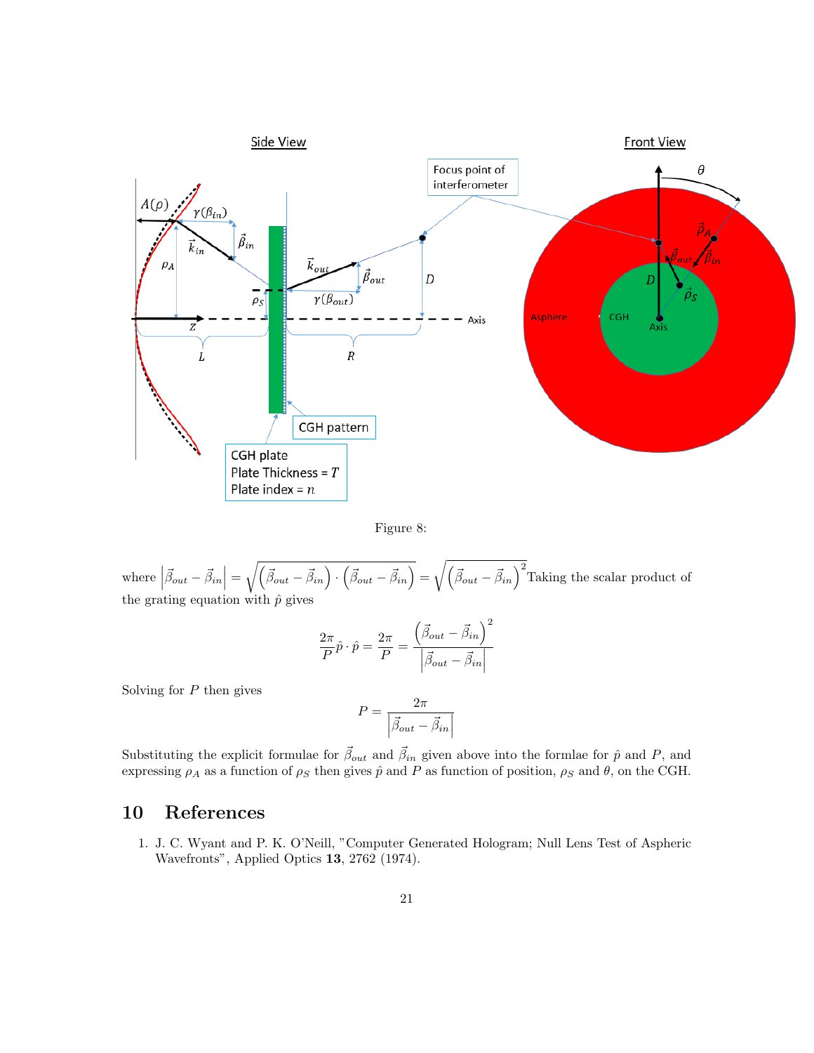Figure 8:

where $\left|\vec{\beta}_{out} - \vec{\beta}_{in}\right| = \sqrt{\left(\vec{\beta}_{out} - \vec{\beta}_{in}\right) \cdot \left(\vec{\beta}_{out} - \vec{\beta}_{in}\right)} = \sqrt{\left(\vec{\beta}_{out} - \vec{\beta}_{in}\right)^2}$ Taking the scalar product of the grating equation with $\hat{p}$ gives

$$\frac{2\pi}{P}\hat{p} \cdot \hat{p} = \frac{2\pi}{P} = \frac{\left(\vec{\beta}_{out} - \vec{\beta}_{in}\right)^2}{\left|\vec{\beta}_{out} - \vec{\beta}_{in}\right|}$$

Solving for $P$ then gives

$$P = \frac{2\pi}{\left|\vec{\beta}_{out} - \vec{\beta}_{in}\right|}$$

Substituting the explicit formulae for $\vec{\beta}_{out}$ and $\vec{\beta}_{in}$ given above into the formlae for $\hat{p}$ and $P$, and expressing $\rho_A$ as a function of $\rho_S$ then gives $\hat{p}$ and $P$ as function of position, $\rho_S$ and $\theta$, on the CGH.

# 10 References

1. J. C. Wyant and P. K. O'Neill, "Computer Generated Hologram; Null Lens Test of Aspheric Wavefronts", Applied Optics **13**, 2762 (1974).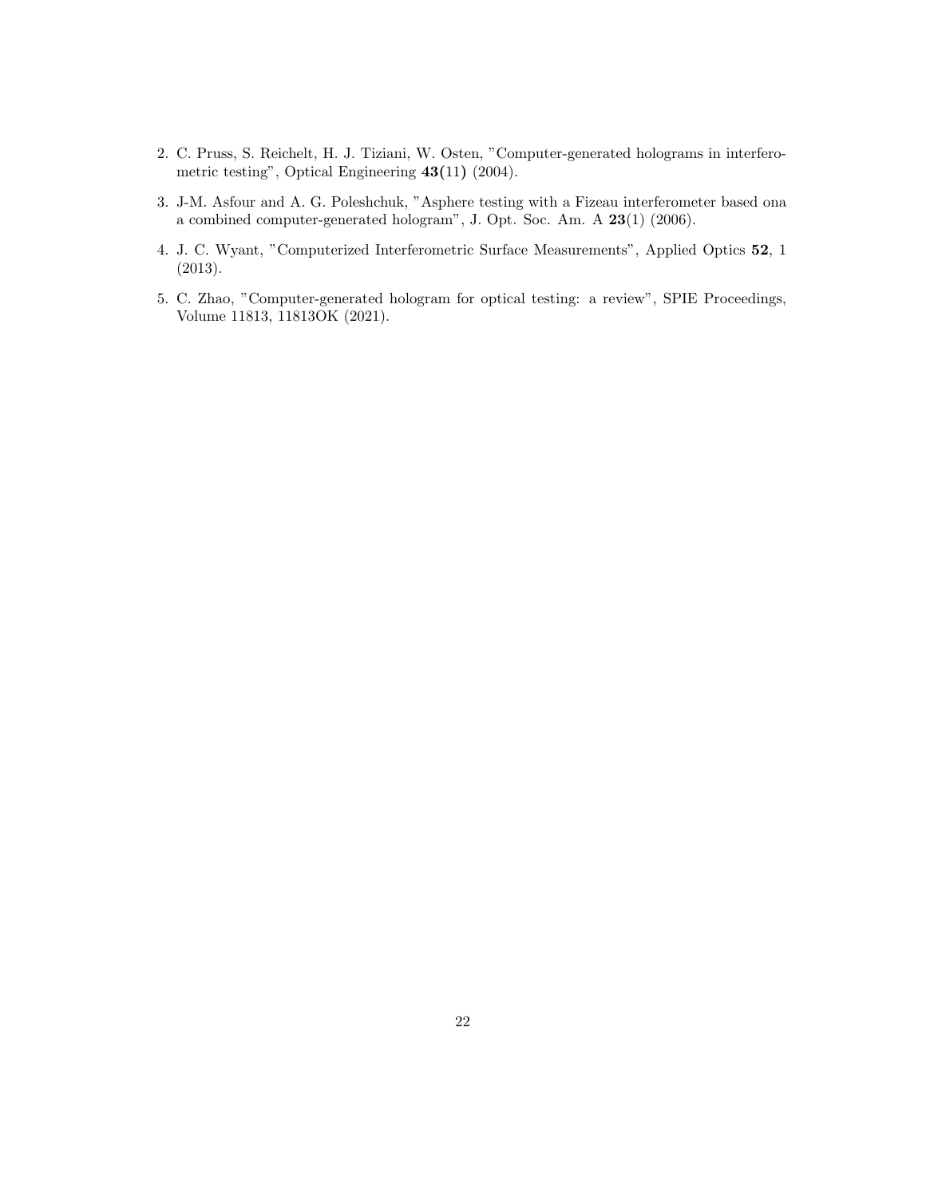2. C. Pruss, S. Reichelt, H. J. Tiziani, W. Osten, "Computer-generated holograms in interferometric testing", Optical Engineering **43(**11**)** (2004).

3. J-M. Asfour and A. G. Poleshchuk, "Asphere testing with a Fizeau interferometer based ona a combined computer-generated hologram", J. Opt. Soc. Am. A **23**(1) (2006).

4. J. C. Wyant, "Computerized Interferometric Surface Measurements", Applied Optics **52**, 1 (2013).

5. C. Zhao, "Computer-generated hologram for optical testing: a review", SPIE Proceedings, Volume 11813, 11813OK (2021).